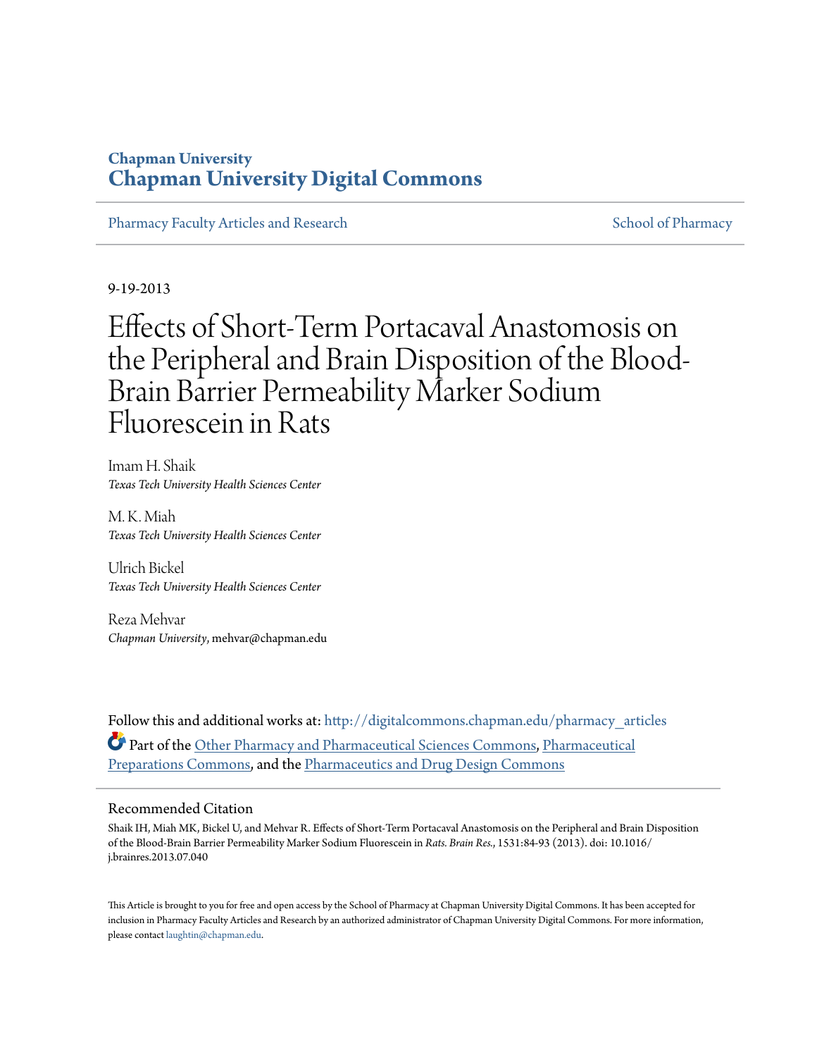Chapman University
# Chapman University Digital Commons

Pharmacy Faculty Articles and Research | School of Pharmacy

9-19-2013

# Effects of Short-Term Portacaval Anastomosis on the Peripheral and Brain Disposition of the Blood-Brain Barrier Permeability Marker Sodium Fluorescein in Rats

Imam H. Shaik
*Texas Tech University Health Sciences Center*

M. K. Miah
*Texas Tech University Health Sciences Center*

Ulrich Bickel
*Texas Tech University Health Sciences Center*

Reza Mehvar
*Chapman University*, mehvar@chapman.edu

Follow this and additional works at: http://digitalcommons.chapman.edu/pharmacy_articles

Part of the Other Pharmacy and Pharmaceutical Sciences Commons, Pharmaceutical Preparations Commons, and the Pharmaceutics and Drug Design Commons

## Recommended Citation

Shaik IH, Miah MK, Bickel U, and Mehvar R. Effects of Short-Term Portacaval Anastomosis on the Peripheral and Brain Disposition of the Blood-Brain Barrier Permeability Marker Sodium Fluorescein in *Rats. Brain Res.*, 1531:84-93 (2013). doi: 10.1016/j.brainres.2013.07.040

This Article is brought to you for free and open access by the School of Pharmacy at Chapman University Digital Commons. It has been accepted for inclusion in Pharmacy Faculty Articles and Research by an authorized administrator of Chapman University Digital Commons. For more information, please contact laughtin@chapman.edu.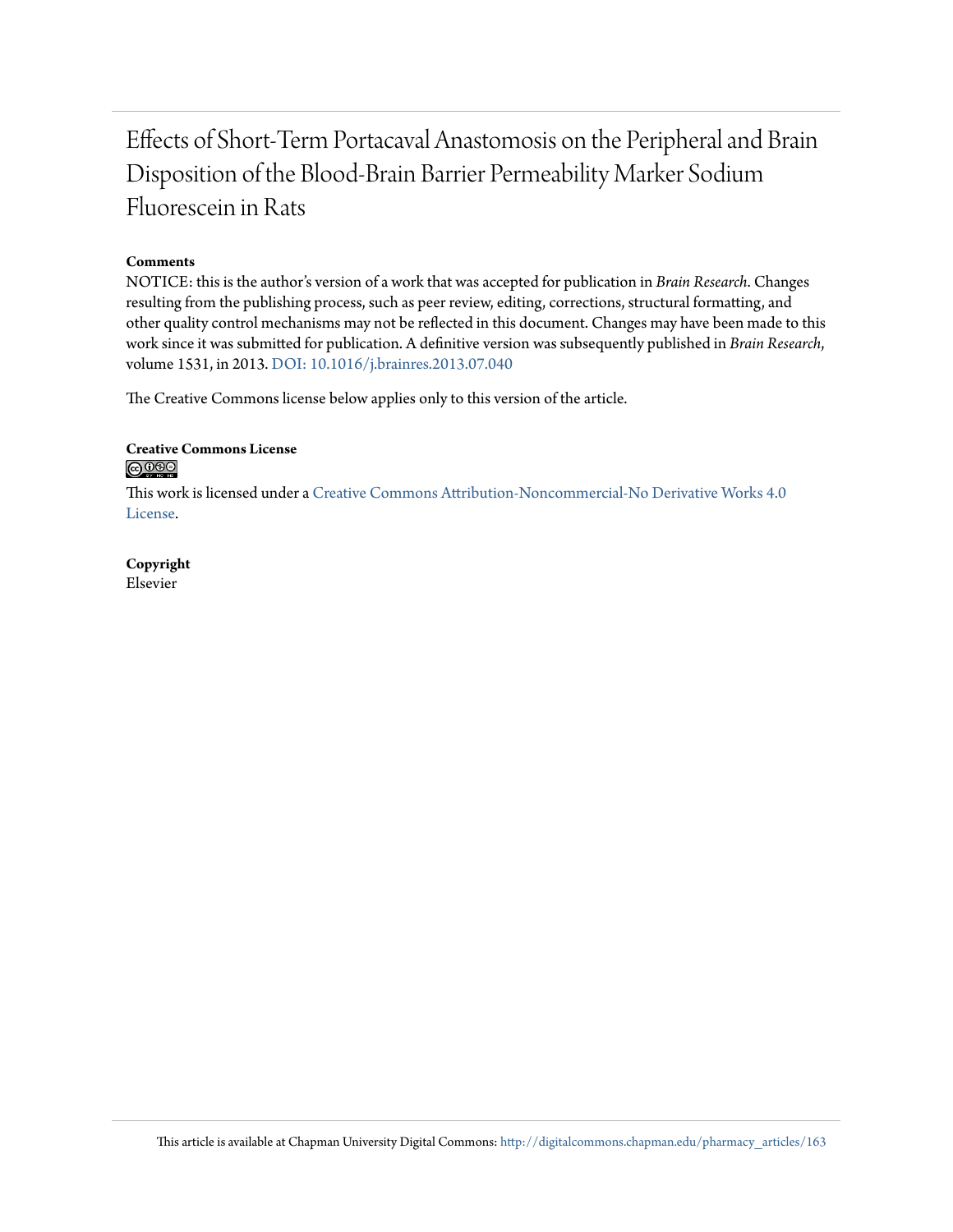# Effects of Short-Term Portacaval Anastomosis on the Peripheral and Brain Disposition of the Blood-Brain Barrier Permeability Marker Sodium Fluorescein in Rats

**Comments**

NOTICE: this is the author's version of a work that was accepted for publication in *Brain Research*. Changes resulting from the publishing process, such as peer review, editing, corrections, structural formatting, and other quality control mechanisms may not be reflected in this document. Changes may have been made to this work since it was submitted for publication. A definitive version was subsequently published in *Brain Research*, volume 1531, in 2013. DOI: 10.1016/j.brainres.2013.07.040

The Creative Commons license below applies only to this version of the article.

**Creative Commons License**

This work is licensed under a Creative Commons Attribution-Noncommercial-No Derivative Works 4.0 License.

**Copyright**

Elsevier

This article is available at Chapman University Digital Commons: http://digitalcommons.chapman.edu/pharmacy_articles/163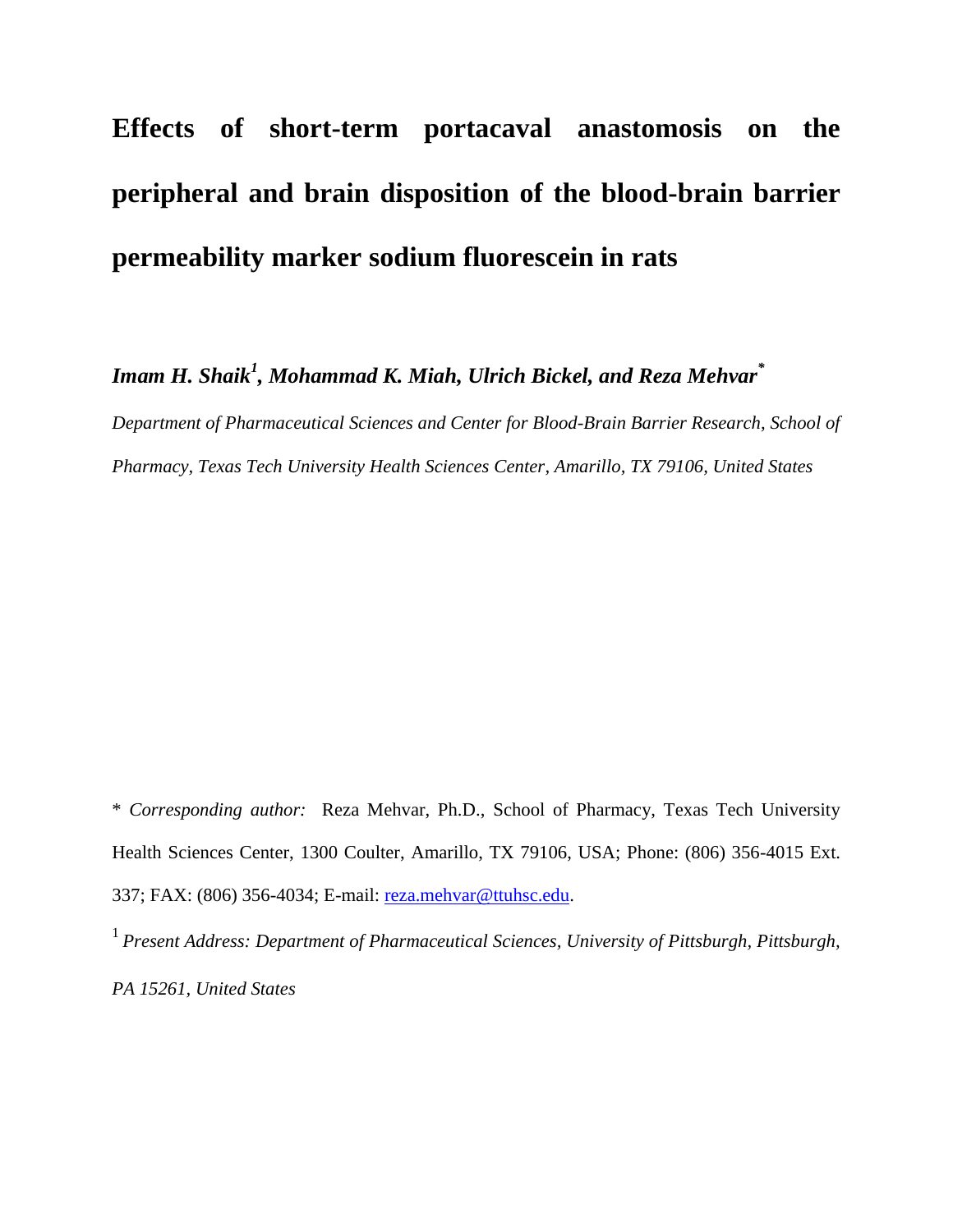# Effects of short-term portacaval anastomosis on the peripheral and brain disposition of the blood-brain barrier permeability marker sodium fluorescein in rats

***Imam H. Shaik[1], Mohammad K. Miah, Ulrich Bickel, and Reza Mehvar[*]***

*Department of Pharmaceutical Sciences and Center for Blood-Brain Barrier Research, School of Pharmacy, Texas Tech University Health Sciences Center, Amarillo, TX 79106, United States*

[*] *Corresponding author:* Reza Mehvar, Ph.D., School of Pharmacy, Texas Tech University Health Sciences Center, 1300 Coulter, Amarillo, TX 79106, USA; Phone: (806) 356-4015 Ext. 337; FAX: (806) 356-4034; E-mail: reza.mehvar@ttuhsc.edu.

[1] *Present Address: Department of Pharmaceutical Sciences, University of Pittsburgh, Pittsburgh, PA 15261, United States*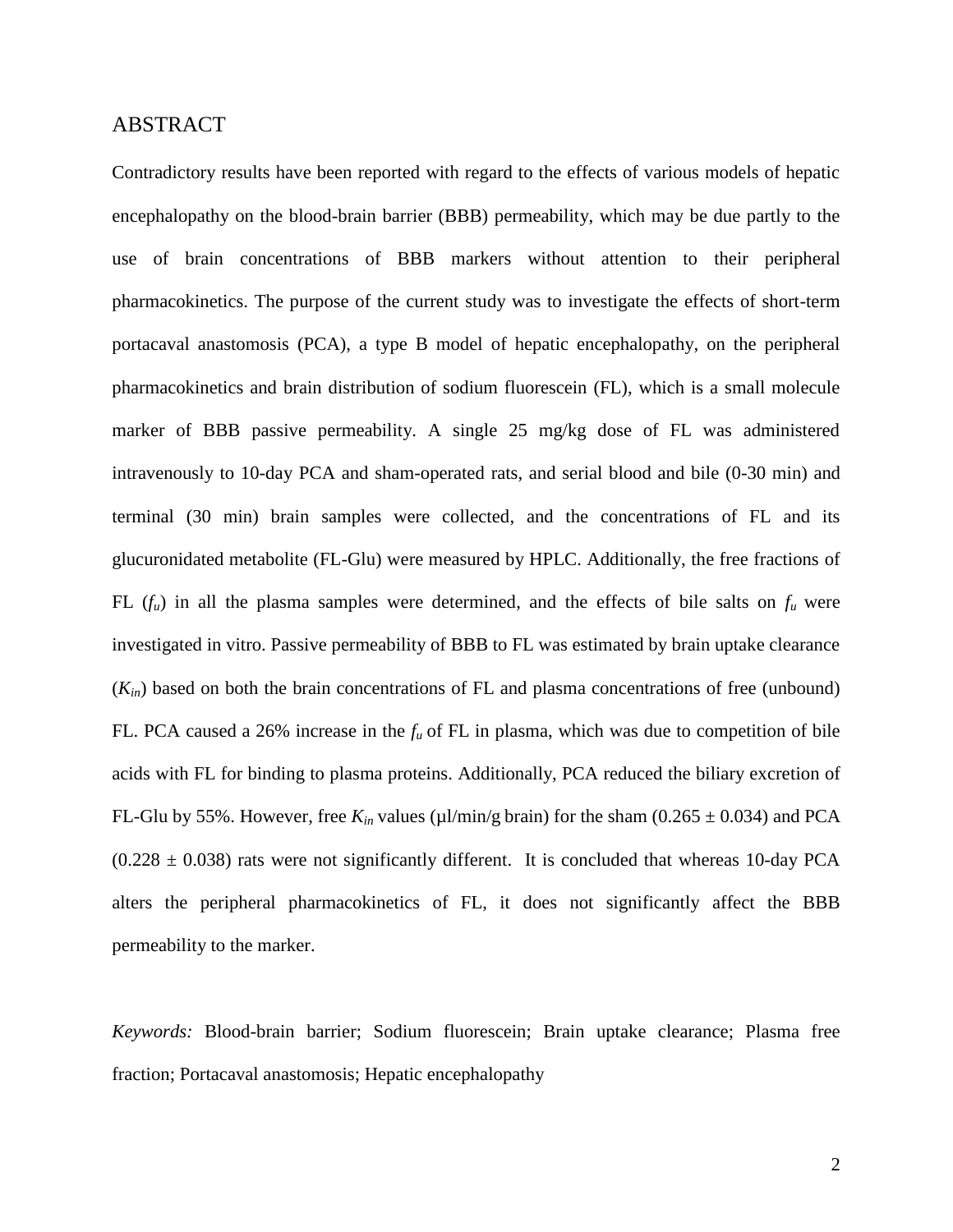# ABSTRACT

Contradictory results have been reported with regard to the effects of various models of hepatic encephalopathy on the blood-brain barrier (BBB) permeability, which may be due partly to the use of brain concentrations of BBB markers without attention to their peripheral pharmacokinetics. The purpose of the current study was to investigate the effects of short-term portacaval anastomosis (PCA), a type B model of hepatic encephalopathy, on the peripheral pharmacokinetics and brain distribution of sodium fluorescein (FL), which is a small molecule marker of BBB passive permeability. A single 25 mg/kg dose of FL was administered intravenously to 10-day PCA and sham-operated rats, and serial blood and bile (0-30 min) and terminal (30 min) brain samples were collected, and the concentrations of FL and its glucuronidated metabolite (FL-Glu) were measured by HPLC. Additionally, the free fractions of FL ($f_u$) in all the plasma samples were determined, and the effects of bile salts on $f_u$ were investigated in vitro. Passive permeability of BBB to FL was estimated by brain uptake clearance ($K_{in}$) based on both the brain concentrations of FL and plasma concentrations of free (unbound) FL. PCA caused a 26% increase in the $f_u$ of FL in plasma, which was due to competition of bile acids with FL for binding to plasma proteins. Additionally, PCA reduced the biliary excretion of FL-Glu by 55%. However, free $K_{in}$ values (µl/min/g brain) for the sham ($0.265 \pm 0.034$) and PCA ($0.228 \pm 0.038$) rats were not significantly different. It is concluded that whereas 10-day PCA alters the peripheral pharmacokinetics of FL, it does not significantly affect the BBB permeability to the marker.

*Keywords:* Blood-brain barrier; Sodium fluorescein; Brain uptake clearance; Plasma free fraction; Portacaval anastomosis; Hepatic encephalopathy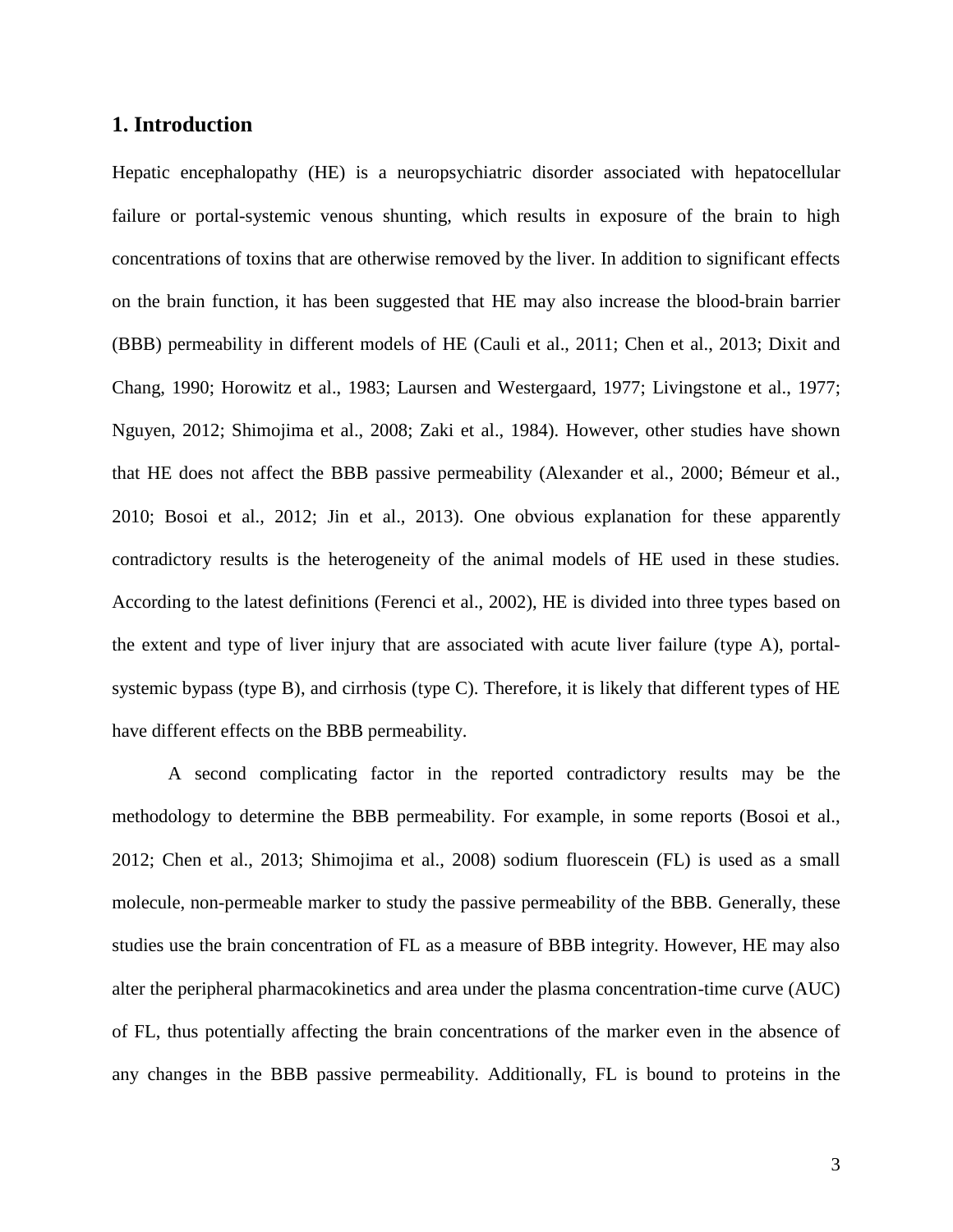## 1. Introduction

Hepatic encephalopathy (HE) is a neuropsychiatric disorder associated with hepatocellular failure or portal-systemic venous shunting, which results in exposure of the brain to high concentrations of toxins that are otherwise removed by the liver. In addition to significant effects on the brain function, it has been suggested that HE may also increase the blood-brain barrier (BBB) permeability in different models of HE (Cauli et al., 2011; Chen et al., 2013; Dixit and Chang, 1990; Horowitz et al., 1983; Laursen and Westergaard, 1977; Livingstone et al., 1977; Nguyen, 2012; Shimojima et al., 2008; Zaki et al., 1984). However, other studies have shown that HE does not affect the BBB passive permeability (Alexander et al., 2000; Bémeur et al., 2010; Bosoi et al., 2012; Jin et al., 2013). One obvious explanation for these apparently contradictory results is the heterogeneity of the animal models of HE used in these studies. According to the latest definitions (Ferenci et al., 2002), HE is divided into three types based on the extent and type of liver injury that are associated with acute liver failure (type A), portal-systemic bypass (type B), and cirrhosis (type C). Therefore, it is likely that different types of HE have different effects on the BBB permeability.

A second complicating factor in the reported contradictory results may be the methodology to determine the BBB permeability. For example, in some reports (Bosoi et al., 2012; Chen et al., 2013; Shimojima et al., 2008) sodium fluorescein (FL) is used as a small molecule, non-permeable marker to study the passive permeability of the BBB. Generally, these studies use the brain concentration of FL as a measure of BBB integrity. However, HE may also alter the peripheral pharmacokinetics and area under the plasma concentration-time curve (AUC) of FL, thus potentially affecting the brain concentrations of the marker even in the absence of any changes in the BBB passive permeability. Additionally, FL is bound to proteins in the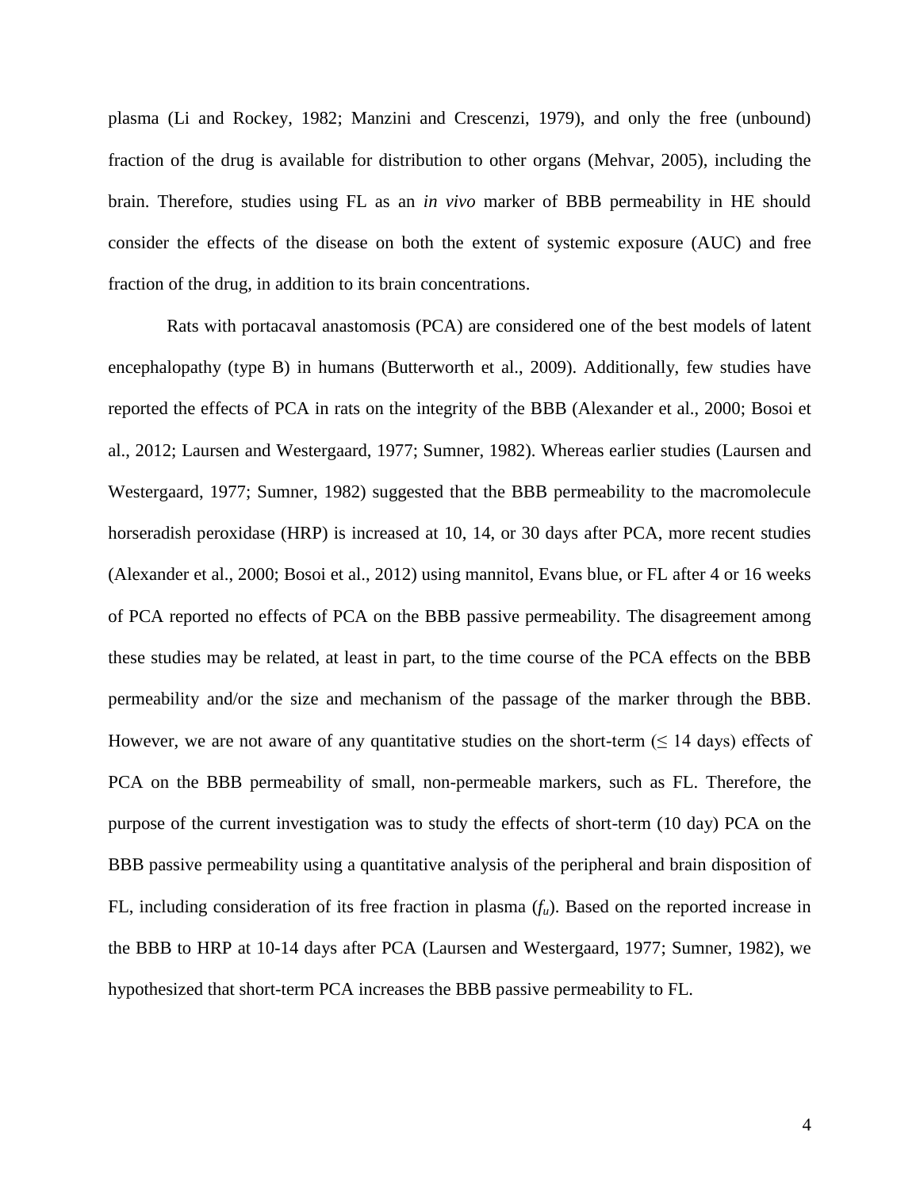plasma (Li and Rockey, 1982; Manzini and Crescenzi, 1979), and only the free (unbound) fraction of the drug is available for distribution to other organs (Mehvar, 2005), including the brain. Therefore, studies using FL as an *in vivo* marker of BBB permeability in HE should consider the effects of the disease on both the extent of systemic exposure (AUC) and free fraction of the drug, in addition to its brain concentrations.

Rats with portacaval anastomosis (PCA) are considered one of the best models of latent encephalopathy (type B) in humans (Butterworth et al., 2009). Additionally, few studies have reported the effects of PCA in rats on the integrity of the BBB (Alexander et al., 2000; Bosoi et al., 2012; Laursen and Westergaard, 1977; Sumner, 1982). Whereas earlier studies (Laursen and Westergaard, 1977; Sumner, 1982) suggested that the BBB permeability to the macromolecule horseradish peroxidase (HRP) is increased at 10, 14, or 30 days after PCA, more recent studies (Alexander et al., 2000; Bosoi et al., 2012) using mannitol, Evans blue, or FL after 4 or 16 weeks of PCA reported no effects of PCA on the BBB passive permeability. The disagreement among these studies may be related, at least in part, to the time course of the PCA effects on the BBB permeability and/or the size and mechanism of the passage of the marker through the BBB. However, we are not aware of any quantitative studies on the short-term ($\leq$ 14 days) effects of PCA on the BBB permeability of small, non-permeable markers, such as FL. Therefore, the purpose of the current investigation was to study the effects of short-term (10 day) PCA on the BBB passive permeability using a quantitative analysis of the peripheral and brain disposition of FL, including consideration of its free fraction in plasma ($f_u$). Based on the reported increase in the BBB to HRP at 10-14 days after PCA (Laursen and Westergaard, 1977; Sumner, 1982), we hypothesized that short-term PCA increases the BBB passive permeability to FL.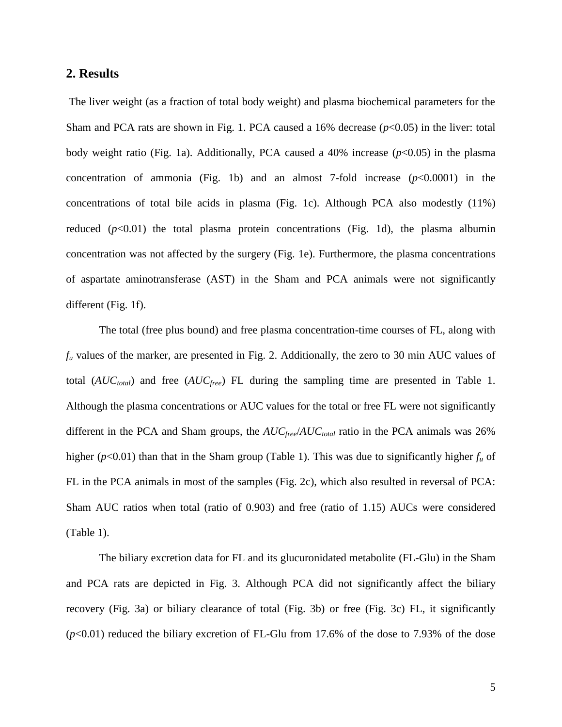## 2. Results

The liver weight (as a fraction of total body weight) and plasma biochemical parameters for the Sham and PCA rats are shown in Fig. 1. PCA caused a 16% decrease ($p$<0.05) in the liver: total body weight ratio (Fig. 1a). Additionally, PCA caused a 40% increase ($p$<0.05) in the plasma concentration of ammonia (Fig. 1b) and an almost 7-fold increase ($p$<0.0001) in the concentrations of total bile acids in plasma (Fig. 1c). Although PCA also modestly (11%) reduced ($p$<0.01) the total plasma protein concentrations (Fig. 1d), the plasma albumin concentration was not affected by the surgery (Fig. 1e). Furthermore, the plasma concentrations of aspartate aminotransferase (AST) in the Sham and PCA animals were not significantly different (Fig. 1f).

The total (free plus bound) and free plasma concentration-time courses of FL, along with $f_u$ values of the marker, are presented in Fig. 2. Additionally, the zero to 30 min AUC values of total ($AUC_{total}$) and free ($AUC_{free}$) FL during the sampling time are presented in Table 1. Although the plasma concentrations or AUC values for the total or free FL were not significantly different in the PCA and Sham groups, the $AUC_{free}/AUC_{total}$ ratio in the PCA animals was 26% higher ($p$<0.01) than that in the Sham group (Table 1). This was due to significantly higher $f_u$ of FL in the PCA animals in most of the samples (Fig. 2c), which also resulted in reversal of PCA: Sham AUC ratios when total (ratio of 0.903) and free (ratio of 1.15) AUCs were considered (Table 1).

The biliary excretion data for FL and its glucuronidated metabolite (FL-Glu) in the Sham and PCA rats are depicted in Fig. 3. Although PCA did not significantly affect the biliary recovery (Fig. 3a) or biliary clearance of total (Fig. 3b) or free (Fig. 3c) FL, it significantly ($p$<0.01) reduced the biliary excretion of FL-Glu from 17.6% of the dose to 7.93% of the dose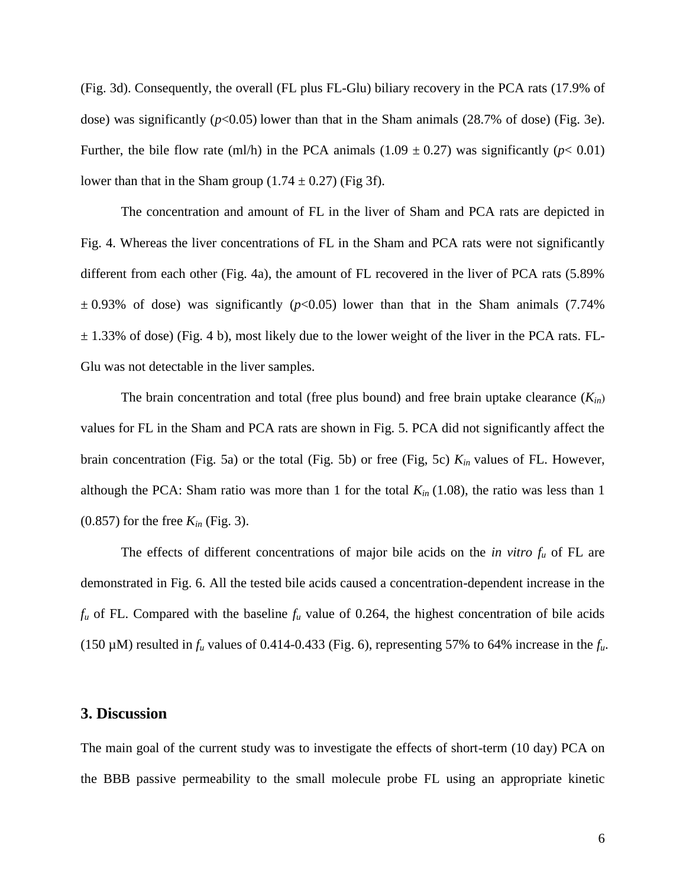(Fig. 3d). Consequently, the overall (FL plus FL-Glu) biliary recovery in the PCA rats (17.9% of dose) was significantly ($p$<0.05) lower than that in the Sham animals (28.7% of dose) (Fig. 3e). Further, the bile flow rate (ml/h) in the PCA animals (1.09 ± 0.27) was significantly ($p$< 0.01) lower than that in the Sham group (1.74 ± 0.27) (Fig 3f).

The concentration and amount of FL in the liver of Sham and PCA rats are depicted in Fig. 4. Whereas the liver concentrations of FL in the Sham and PCA rats were not significantly different from each other (Fig. 4a), the amount of FL recovered in the liver of PCA rats (5.89% ± 0.93% of dose) was significantly ($p$<0.05) lower than that in the Sham animals (7.74% ± 1.33% of dose) (Fig. 4 b), most likely due to the lower weight of the liver in the PCA rats. FL-Glu was not detectable in the liver samples.

The brain concentration and total (free plus bound) and free brain uptake clearance ($K_{in}$) values for FL in the Sham and PCA rats are shown in Fig. 5. PCA did not significantly affect the brain concentration (Fig. 5a) or the total (Fig. 5b) or free (Fig, 5c) $K_{in}$ values of FL. However, although the PCA: Sham ratio was more than 1 for the total $K_{in}$ (1.08), the ratio was less than 1 (0.857) for the free $K_{in}$ (Fig. 3).

The effects of different concentrations of major bile acids on the *in vitro* $f_u$ of FL are demonstrated in Fig. 6. All the tested bile acids caused a concentration-dependent increase in the $f_u$ of FL. Compared with the baseline $f_u$ value of 0.264, the highest concentration of bile acids (150 µM) resulted in $f_u$ values of 0.414-0.433 (Fig. 6), representing 57% to 64% increase in the $f_u$.

## 3. Discussion

The main goal of the current study was to investigate the effects of short-term (10 day) PCA on the BBB passive permeability to the small molecule probe FL using an appropriate kinetic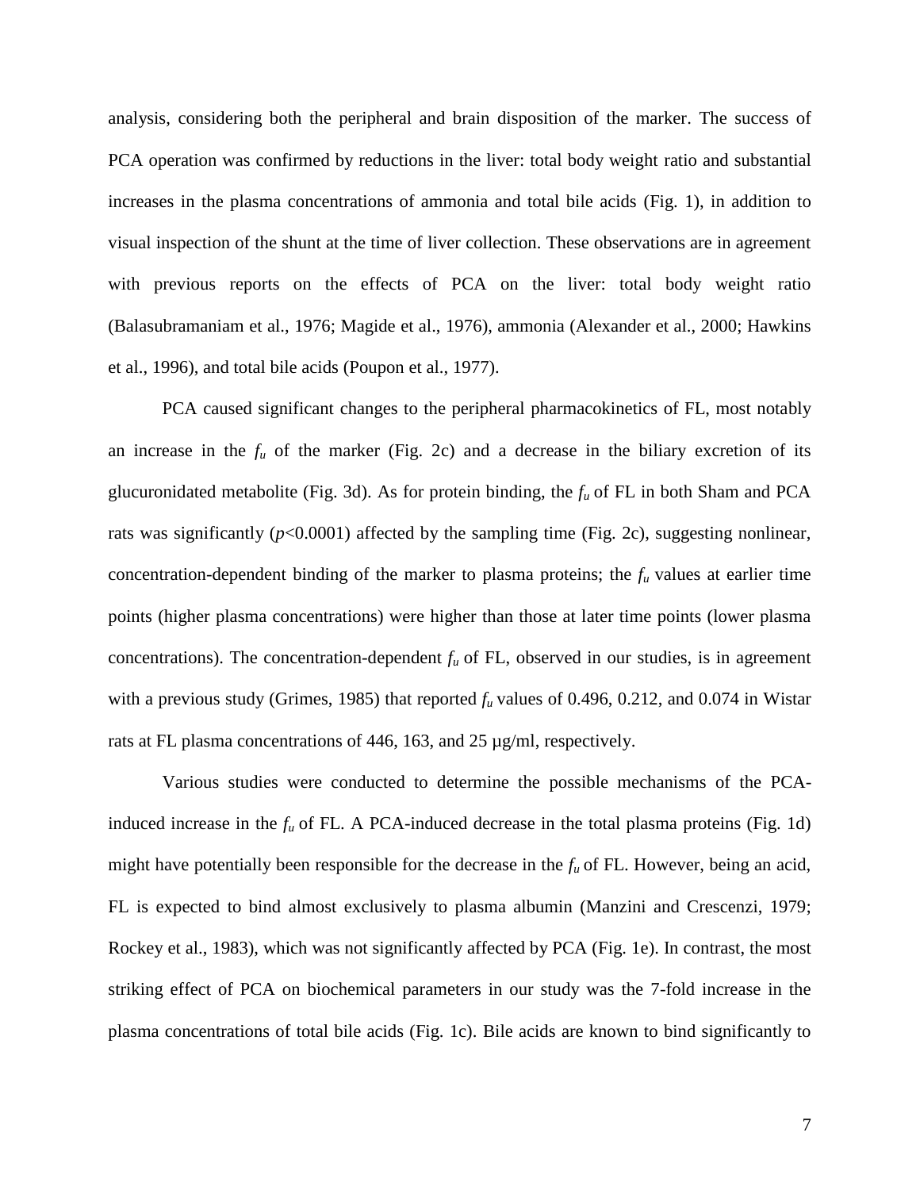analysis, considering both the peripheral and brain disposition of the marker. The success of PCA operation was confirmed by reductions in the liver: total body weight ratio and substantial increases in the plasma concentrations of ammonia and total bile acids (Fig. 1), in addition to visual inspection of the shunt at the time of liver collection. These observations are in agreement with previous reports on the effects of PCA on the liver: total body weight ratio (Balasubramaniam et al., 1976; Magide et al., 1976), ammonia (Alexander et al., 2000; Hawkins et al., 1996), and total bile acids (Poupon et al., 1977).

PCA caused significant changes to the peripheral pharmacokinetics of FL, most notably an increase in the $f_u$ of the marker (Fig. 2c) and a decrease in the biliary excretion of its glucuronidated metabolite (Fig. 3d). As for protein binding, the $f_u$ of FL in both Sham and PCA rats was significantly ($p<0.0001$) affected by the sampling time (Fig. 2c), suggesting nonlinear, concentration-dependent binding of the marker to plasma proteins; the $f_u$ values at earlier time points (higher plasma concentrations) were higher than those at later time points (lower plasma concentrations). The concentration-dependent $f_u$ of FL, observed in our studies, is in agreement with a previous study (Grimes, 1985) that reported $f_u$ values of 0.496, 0.212, and 0.074 in Wistar rats at FL plasma concentrations of 446, 163, and 25 µg/ml, respectively.

Various studies were conducted to determine the possible mechanisms of the PCA-induced increase in the $f_u$ of FL. A PCA-induced decrease in the total plasma proteins (Fig. 1d) might have potentially been responsible for the decrease in the $f_u$ of FL. However, being an acid, FL is expected to bind almost exclusively to plasma albumin (Manzini and Crescenzi, 1979; Rockey et al., 1983), which was not significantly affected by PCA (Fig. 1e). In contrast, the most striking effect of PCA on biochemical parameters in our study was the 7-fold increase in the plasma concentrations of total bile acids (Fig. 1c). Bile acids are known to bind significantly to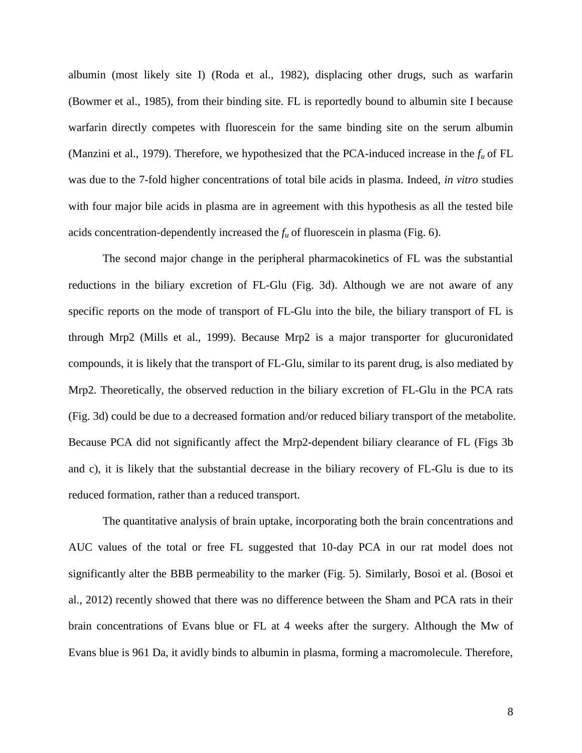albumin (most likely site I) (Roda et al., 1982), displacing other drugs, such as warfarin (Bowmer et al., 1985), from their binding site. FL is reportedly bound to albumin site I because warfarin directly competes with fluorescein for the same binding site on the serum albumin (Manzini et al., 1979). Therefore, we hypothesized that the PCA-induced increase in the $f_u$ of FL was due to the 7-fold higher concentrations of total bile acids in plasma. Indeed, *in vitro* studies with four major bile acids in plasma are in agreement with this hypothesis as all the tested bile acids concentration-dependently increased the $f_u$ of fluorescein in plasma (Fig. 6).

The second major change in the peripheral pharmacokinetics of FL was the substantial reductions in the biliary excretion of FL-Glu (Fig. 3d). Although we are not aware of any specific reports on the mode of transport of FL-Glu into the bile, the biliary transport of FL is through Mrp2 (Mills et al., 1999). Because Mrp2 is a major transporter for glucuronidated compounds, it is likely that the transport of FL-Glu, similar to its parent drug, is also mediated by Mrp2. Theoretically, the observed reduction in the biliary excretion of FL-Glu in the PCA rats (Fig. 3d) could be due to a decreased formation and/or reduced biliary transport of the metabolite. Because PCA did not significantly affect the Mrp2-dependent biliary clearance of FL (Figs 3b and c), it is likely that the substantial decrease in the biliary recovery of FL-Glu is due to its reduced formation, rather than a reduced transport.

The quantitative analysis of brain uptake, incorporating both the brain concentrations and AUC values of the total or free FL suggested that 10-day PCA in our rat model does not significantly alter the BBB permeability to the marker (Fig. 5). Similarly, Bosoi et al. (Bosoi et al., 2012) recently showed that there was no difference between the Sham and PCA rats in their brain concentrations of Evans blue or FL at 4 weeks after the surgery. Although the Mw of Evans blue is 961 Da, it avidly binds to albumin in plasma, forming a macromolecule. Therefore,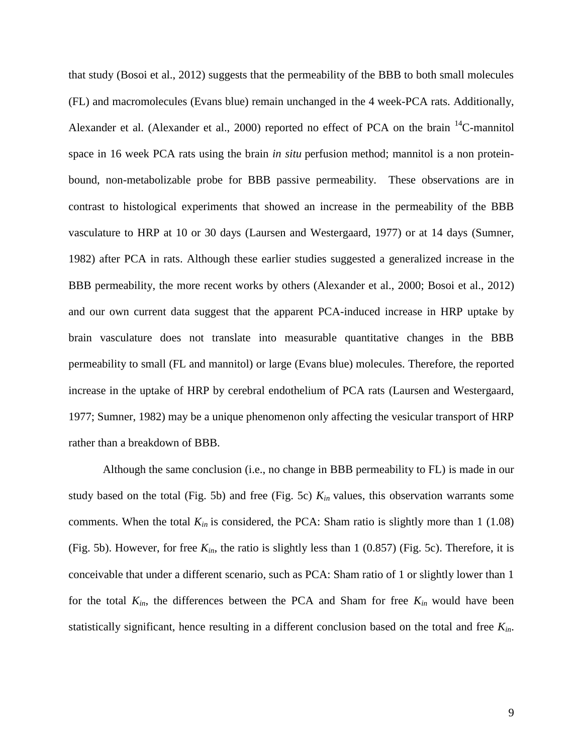that study (Bosoi et al., 2012) suggests that the permeability of the BBB to both small molecules (FL) and macromolecules (Evans blue) remain unchanged in the 4 week-PCA rats. Additionally, Alexander et al. (Alexander et al., 2000) reported no effect of PCA on the brain $^{14}C$-mannitol space in 16 week PCA rats using the brain *in situ* perfusion method; mannitol is a non protein-bound, non-metabolizable probe for BBB passive permeability. These observations are in contrast to histological experiments that showed an increase in the permeability of the BBB vasculature to HRP at 10 or 30 days (Laursen and Westergaard, 1977) or at 14 days (Sumner, 1982) after PCA in rats. Although these earlier studies suggested a generalized increase in the BBB permeability, the more recent works by others (Alexander et al., 2000; Bosoi et al., 2012) and our own current data suggest that the apparent PCA-induced increase in HRP uptake by brain vasculature does not translate into measurable quantitative changes in the BBB permeability to small (FL and mannitol) or large (Evans blue) molecules. Therefore, the reported increase in the uptake of HRP by cerebral endothelium of PCA rats (Laursen and Westergaard, 1977; Sumner, 1982) may be a unique phenomenon only affecting the vesicular transport of HRP rather than a breakdown of BBB.

Although the same conclusion (i.e., no change in BBB permeability to FL) is made in our study based on the total (Fig. 5b) and free (Fig. 5c) $K_{in}$ values, this observation warrants some comments. When the total $K_{in}$ is considered, the PCA: Sham ratio is slightly more than 1 (1.08) (Fig. 5b). However, for free $K_{in}$, the ratio is slightly less than 1 (0.857) (Fig. 5c). Therefore, it is conceivable that under a different scenario, such as PCA: Sham ratio of 1 or slightly lower than 1 for the total $K_{in}$, the differences between the PCA and Sham for free $K_{in}$ would have been statistically significant, hence resulting in a different conclusion based on the total and free $K_{in}$.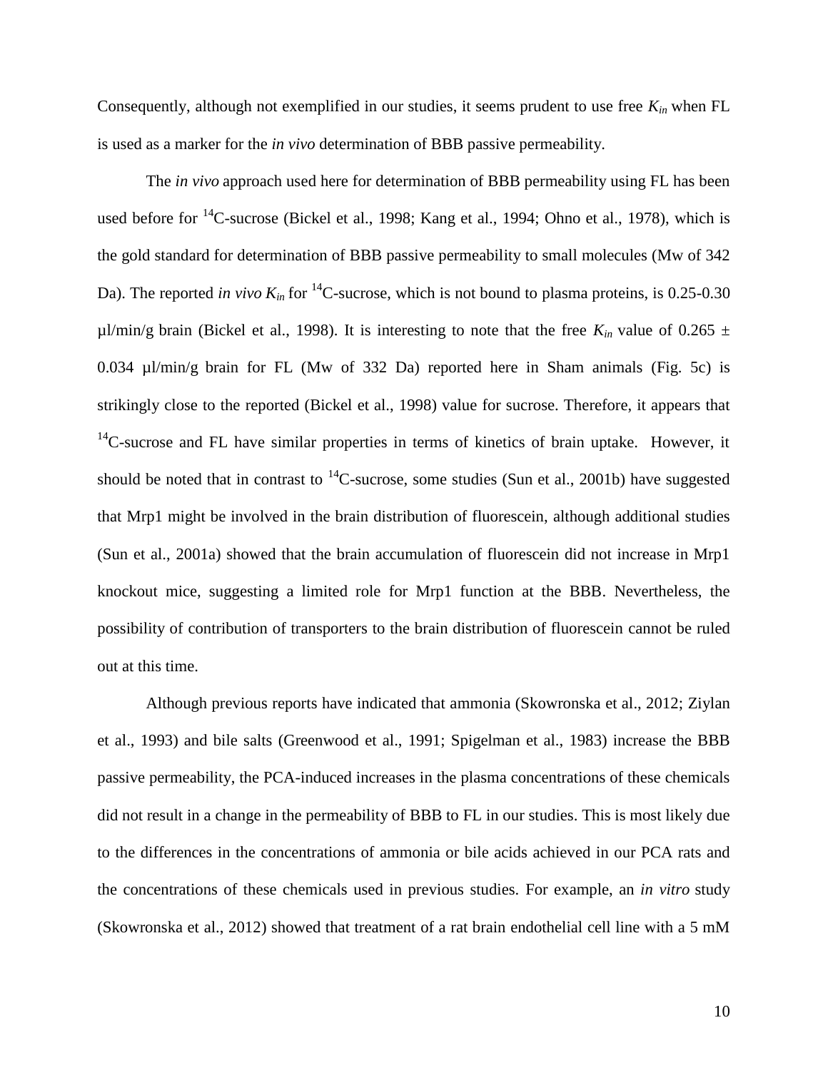Consequently, although not exemplified in our studies, it seems prudent to use free $K_{in}$ when FL is used as a marker for the *in vivo* determination of BBB passive permeability.

The *in vivo* approach used here for determination of BBB permeability using FL has been used before for $^{14}$C-sucrose (Bickel et al., 1998; Kang et al., 1994; Ohno et al., 1978), which is the gold standard for determination of BBB passive permeability to small molecules (Mw of 342 Da). The reported *in vivo* $K_{in}$ for $^{14}$C-sucrose, which is not bound to plasma proteins, is 0.25-0.30 µl/min/g brain (Bickel et al., 1998). It is interesting to note that the free $K_{in}$ value of 0.265 ± 0.034 µl/min/g brain for FL (Mw of 332 Da) reported here in Sham animals (Fig. 5c) is strikingly close to the reported (Bickel et al., 1998) value for sucrose. Therefore, it appears that $^{14}$C-sucrose and FL have similar properties in terms of kinetics of brain uptake. However, it should be noted that in contrast to $^{14}$C-sucrose, some studies (Sun et al., 2001b) have suggested that Mrp1 might be involved in the brain distribution of fluorescein, although additional studies (Sun et al., 2001a) showed that the brain accumulation of fluorescein did not increase in Mrp1 knockout mice, suggesting a limited role for Mrp1 function at the BBB. Nevertheless, the possibility of contribution of transporters to the brain distribution of fluorescein cannot be ruled out at this time.

Although previous reports have indicated that ammonia (Skowronska et al., 2012; Ziylan et al., 1993) and bile salts (Greenwood et al., 1991; Spigelman et al., 1983) increase the BBB passive permeability, the PCA-induced increases in the plasma concentrations of these chemicals did not result in a change in the permeability of BBB to FL in our studies. This is most likely due to the differences in the concentrations of ammonia or bile acids achieved in our PCA rats and the concentrations of these chemicals used in previous studies. For example, an *in vitro* study (Skowronska et al., 2012) showed that treatment of a rat brain endothelial cell line with a 5 mM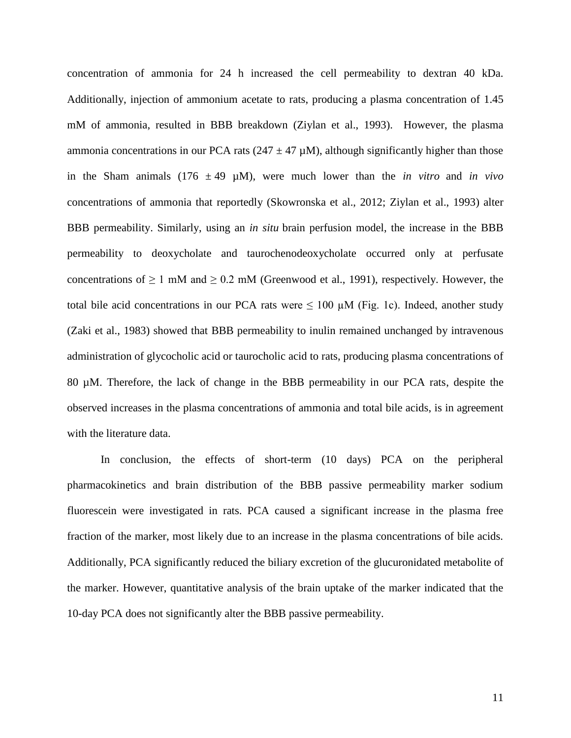concentration of ammonia for 24 h increased the cell permeability to dextran 40 kDa. Additionally, injection of ammonium acetate to rats, producing a plasma concentration of 1.45 mM of ammonia, resulted in BBB breakdown (Ziylan et al., 1993). However, the plasma ammonia concentrations in our PCA rats ($247 \pm 47$ µM), although significantly higher than those in the Sham animals ($176 \pm 49$ µM), were much lower than the *in vitro* and *in vivo* concentrations of ammonia that reportedly (Skowronska et al., 2012; Ziylan et al., 1993) alter BBB permeability. Similarly, using an *in situ* brain perfusion model, the increase in the BBB permeability to deoxycholate and taurochenodeoxycholate occurred only at perfusate concentrations of $\geq 1$ mM and $\geq 0.2$ mM (Greenwood et al., 1991), respectively. However, the total bile acid concentrations in our PCA rats were $\leq 100$ µM (Fig. 1c). Indeed, another study (Zaki et al., 1983) showed that BBB permeability to inulin remained unchanged by intravenous administration of glycocholic acid or taurocholic acid to rats, producing plasma concentrations of 80 µM. Therefore, the lack of change in the BBB permeability in our PCA rats, despite the observed increases in the plasma concentrations of ammonia and total bile acids, is in agreement with the literature data.

In conclusion, the effects of short-term (10 days) PCA on the peripheral pharmacokinetics and brain distribution of the BBB passive permeability marker sodium fluorescein were investigated in rats. PCA caused a significant increase in the plasma free fraction of the marker, most likely due to an increase in the plasma concentrations of bile acids. Additionally, PCA significantly reduced the biliary excretion of the glucuronidated metabolite of the marker. However, quantitative analysis of the brain uptake of the marker indicated that the 10-day PCA does not significantly alter the BBB passive permeability.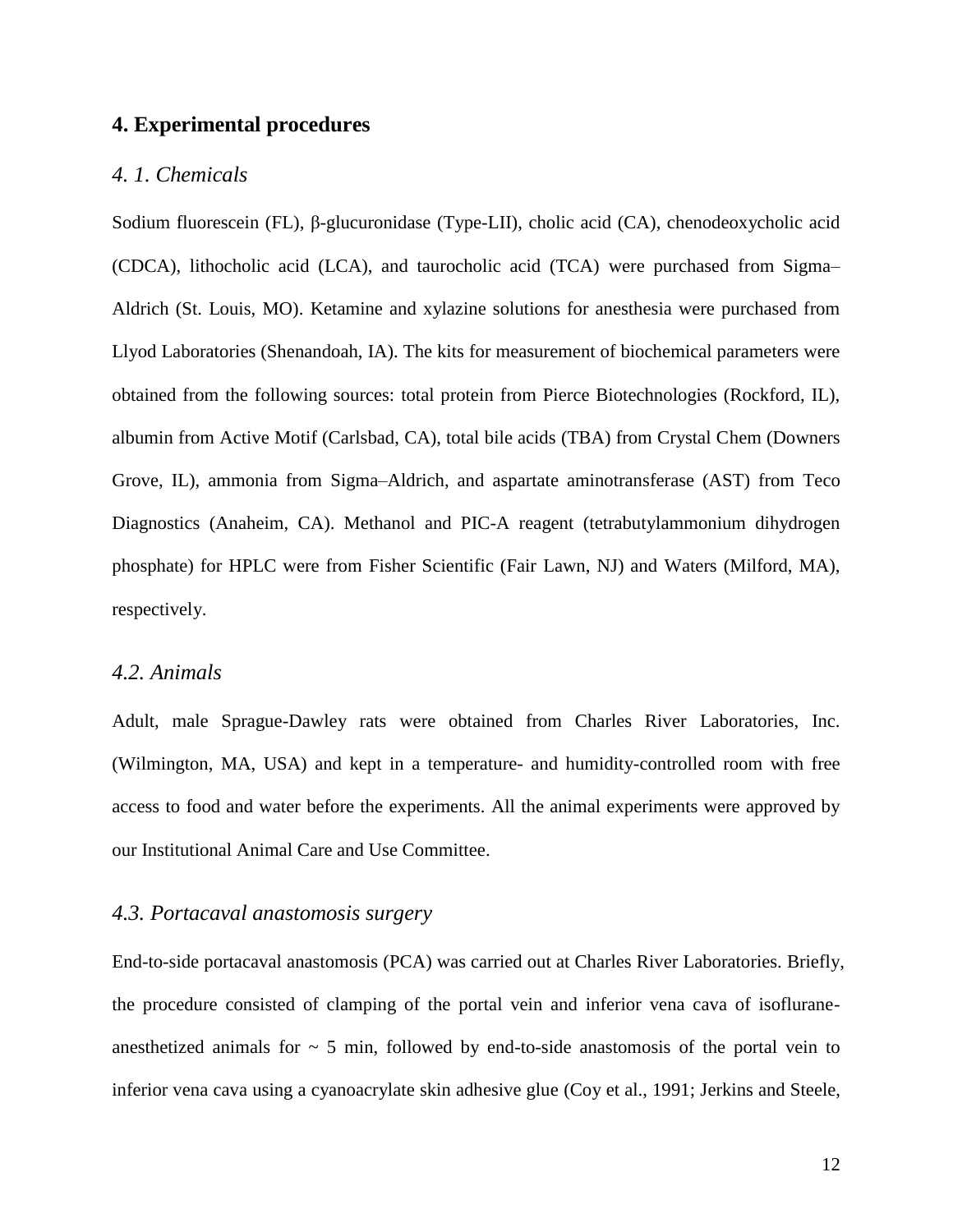## 4. Experimental procedures

### *4. 1. Chemicals*

Sodium fluorescein (FL), β-glucuronidase (Type-LII), cholic acid (CA), chenodeoxycholic acid (CDCA), lithocholic acid (LCA), and taurocholic acid (TCA) were purchased from Sigma–Aldrich (St. Louis, MO). Ketamine and xylazine solutions for anesthesia were purchased from Llyod Laboratories (Shenandoah, IA). The kits for measurement of biochemical parameters were obtained from the following sources: total protein from Pierce Biotechnologies (Rockford, IL), albumin from Active Motif (Carlsbad, CA), total bile acids (TBA) from Crystal Chem (Downers Grove, IL), ammonia from Sigma–Aldrich, and aspartate aminotransferase (AST) from Teco Diagnostics (Anaheim, CA). Methanol and PIC-A reagent (tetrabutylammonium dihydrogen phosphate) for HPLC were from Fisher Scientific (Fair Lawn, NJ) and Waters (Milford, MA), respectively.

### *4.2. Animals*

Adult, male Sprague-Dawley rats were obtained from Charles River Laboratories, Inc. (Wilmington, MA, USA) and kept in a temperature- and humidity-controlled room with free access to food and water before the experiments. All the animal experiments were approved by our Institutional Animal Care and Use Committee.

### *4.3. Portacaval anastomosis surgery*

End-to-side portacaval anastomosis (PCA) was carried out at Charles River Laboratories. Briefly, the procedure consisted of clamping of the portal vein and inferior vena cava of isoflurane-anesthetized animals for ~ 5 min, followed by end-to-side anastomosis of the portal vein to inferior vena cava using a cyanoacrylate skin adhesive glue (Coy et al., 1991; Jerkins and Steele,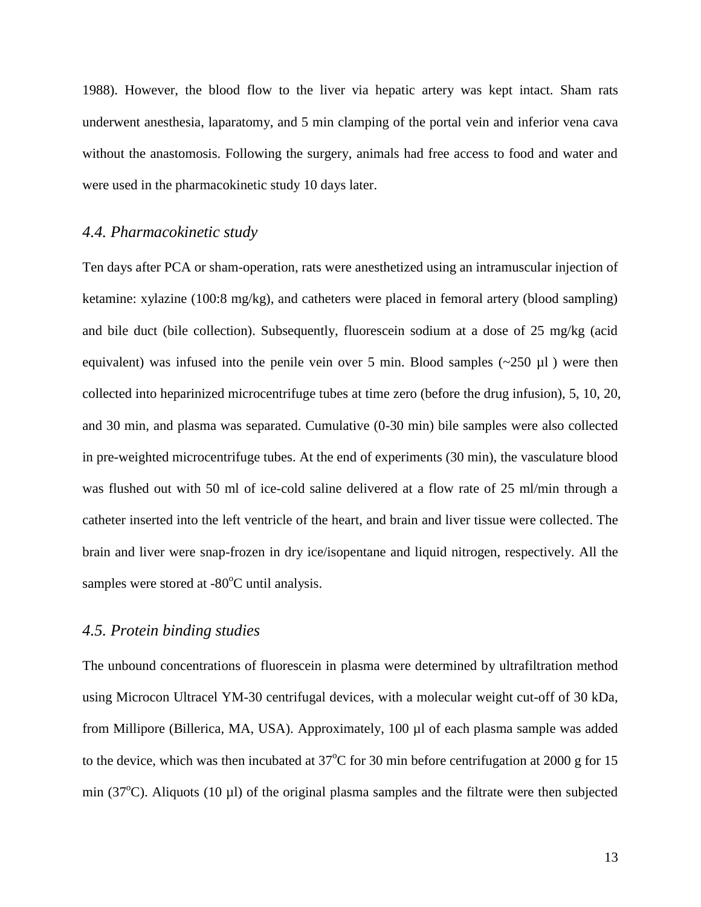1988). However, the blood flow to the liver via hepatic artery was kept intact. Sham rats underwent anesthesia, laparatomy, and 5 min clamping of the portal vein and inferior vena cava without the anastomosis. Following the surgery, animals had free access to food and water and were used in the pharmacokinetic study 10 days later.

### *4.4. Pharmacokinetic study*

Ten days after PCA or sham-operation, rats were anesthetized using an intramuscular injection of ketamine: xylazine (100:8 mg/kg), and catheters were placed in femoral artery (blood sampling) and bile duct (bile collection). Subsequently, fluorescein sodium at a dose of 25 mg/kg (acid equivalent) was infused into the penile vein over 5 min. Blood samples (~250 µl ) were then collected into heparinized microcentrifuge tubes at time zero (before the drug infusion), 5, 10, 20, and 30 min, and plasma was separated. Cumulative (0-30 min) bile samples were also collected in pre-weighted microcentrifuge tubes. At the end of experiments (30 min), the vasculature blood was flushed out with 50 ml of ice-cold saline delivered at a flow rate of 25 ml/min through a catheter inserted into the left ventricle of the heart, and brain and liver tissue were collected. The brain and liver were snap-frozen in dry ice/isopentane and liquid nitrogen, respectively. All the samples were stored at -80$^{o}$C until analysis.

### *4.5. Protein binding studies*

The unbound concentrations of fluorescein in plasma were determined by ultrafiltration method using Microcon Ultracel YM-30 centrifugal devices, with a molecular weight cut-off of 30 kDa, from Millipore (Billerica, MA, USA). Approximately, 100 µl of each plasma sample was added to the device, which was then incubated at 37$^{o}$C for 30 min before centrifugation at 2000 g for 15 min (37$^{o}$C). Aliquots (10 µl) of the original plasma samples and the filtrate were then subjected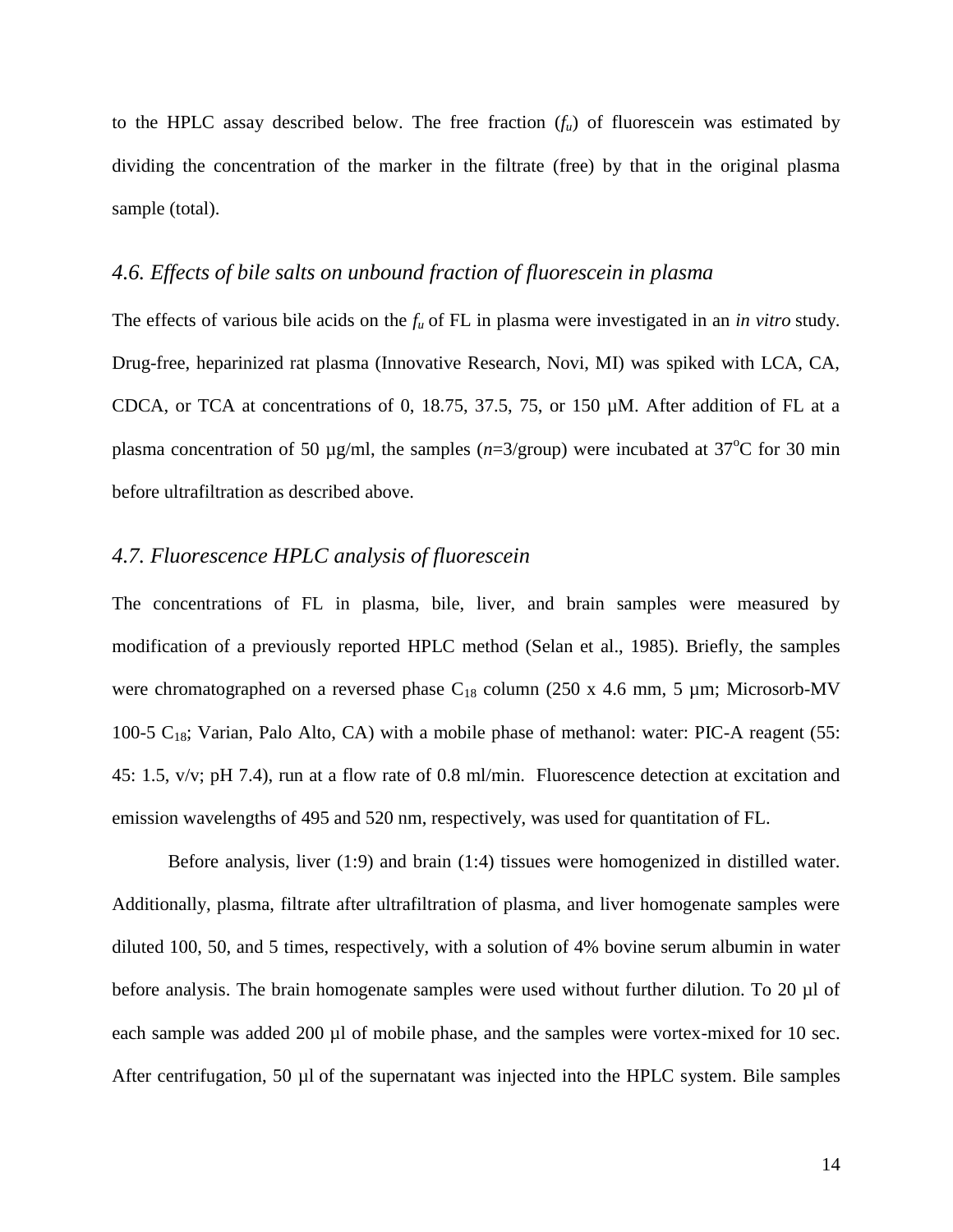to the HPLC assay described below. The free fraction ($f_u$) of fluorescein was estimated by dividing the concentration of the marker in the filtrate (free) by that in the original plasma sample (total).

### *4.6. Effects of bile salts on unbound fraction of fluorescein in plasma*

The effects of various bile acids on the $f_u$ of FL in plasma were investigated in an *in vitro* study. Drug-free, heparinized rat plasma (Innovative Research, Novi, MI) was spiked with LCA, CA, CDCA, or TCA at concentrations of 0, 18.75, 37.5, 75, or 150 µM. After addition of FL at a plasma concentration of 50 µg/ml, the samples ($n$=3/group) were incubated at 37$^{o}$C for 30 min before ultrafiltration as described above.

### *4.7. Fluorescence HPLC analysis of fluorescein*

The concentrations of FL in plasma, bile, liver, and brain samples were measured by modification of a previously reported HPLC method (Selan et al., 1985). Briefly, the samples were chromatographed on a reversed phase $C_{18}$ column (250 x 4.6 mm, 5 µm; Microsorb-MV 100-5 $C_{18}$; Varian, Palo Alto, CA) with a mobile phase of methanol: water: PIC-A reagent (55: 45: 1.5, v/v; pH 7.4), run at a flow rate of 0.8 ml/min. Fluorescence detection at excitation and emission wavelengths of 495 and 520 nm, respectively, was used for quantitation of FL.

Before analysis, liver (1:9) and brain (1:4) tissues were homogenized in distilled water. Additionally, plasma, filtrate after ultrafiltration of plasma, and liver homogenate samples were diluted 100, 50, and 5 times, respectively, with a solution of 4% bovine serum albumin in water before analysis. The brain homogenate samples were used without further dilution. To 20 µl of each sample was added 200 µl of mobile phase, and the samples were vortex-mixed for 10 sec. After centrifugation, 50 µl of the supernatant was injected into the HPLC system. Bile samples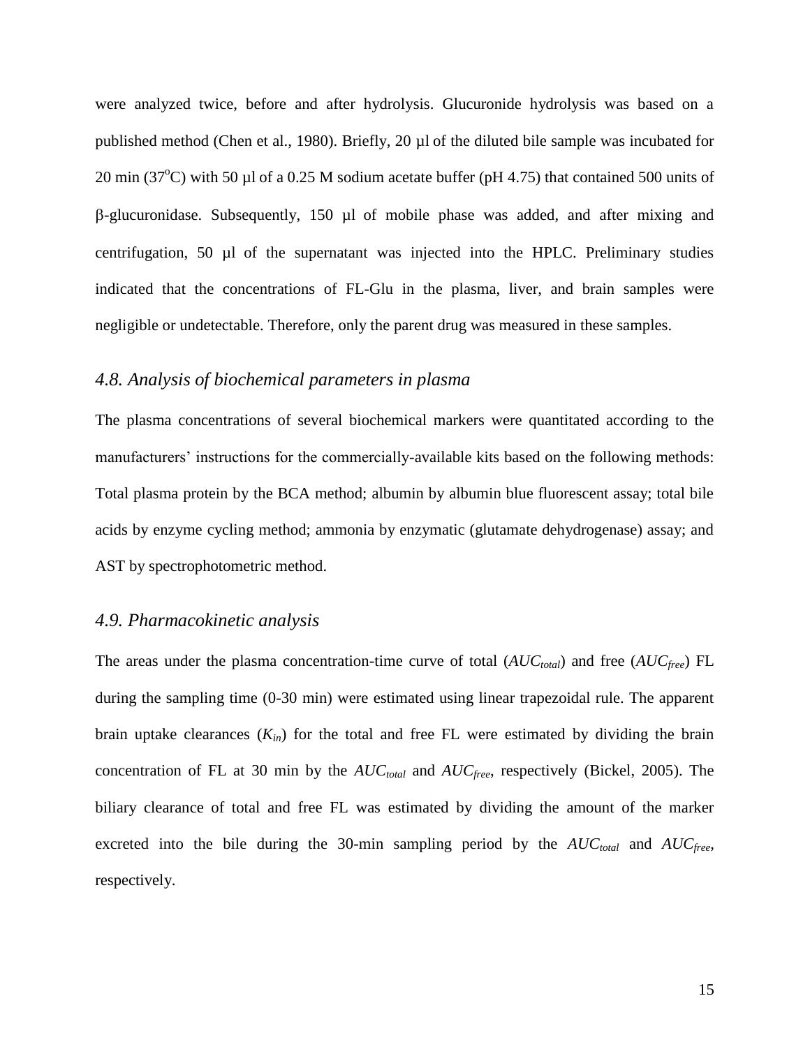were analyzed twice, before and after hydrolysis. Glucuronide hydrolysis was based on a published method (Chen et al., 1980). Briefly, 20 µl of the diluted bile sample was incubated for 20 min (37°C) with 50 µl of a 0.25 M sodium acetate buffer (pH 4.75) that contained 500 units of β-glucuronidase. Subsequently, 150 µl of mobile phase was added, and after mixing and centrifugation, 50 µl of the supernatant was injected into the HPLC. Preliminary studies indicated that the concentrations of FL-Glu in the plasma, liver, and brain samples were negligible or undetectable. Therefore, only the parent drug was measured in these samples.

### *4.8. Analysis of biochemical parameters in plasma*

The plasma concentrations of several biochemical markers were quantitated according to the manufacturers' instructions for the commercially-available kits based on the following methods: Total plasma protein by the BCA method; albumin by albumin blue fluorescent assay; total bile acids by enzyme cycling method; ammonia by enzymatic (glutamate dehydrogenase) assay; and AST by spectrophotometric method.

### *4.9. Pharmacokinetic analysis*

The areas under the plasma concentration-time curve of total ($AUC_{total}$) and free ($AUC_{free}$) FL during the sampling time (0-30 min) were estimated using linear trapezoidal rule. The apparent brain uptake clearances ($K_{in}$) for the total and free FL were estimated by dividing the brain concentration of FL at 30 min by the $AUC_{total}$ and $AUC_{free}$, respectively (Bickel, 2005). The biliary clearance of total and free FL was estimated by dividing the amount of the marker excreted into the bile during the 30-min sampling period by the $AUC_{total}$ and $AUC_{free}$, respectively.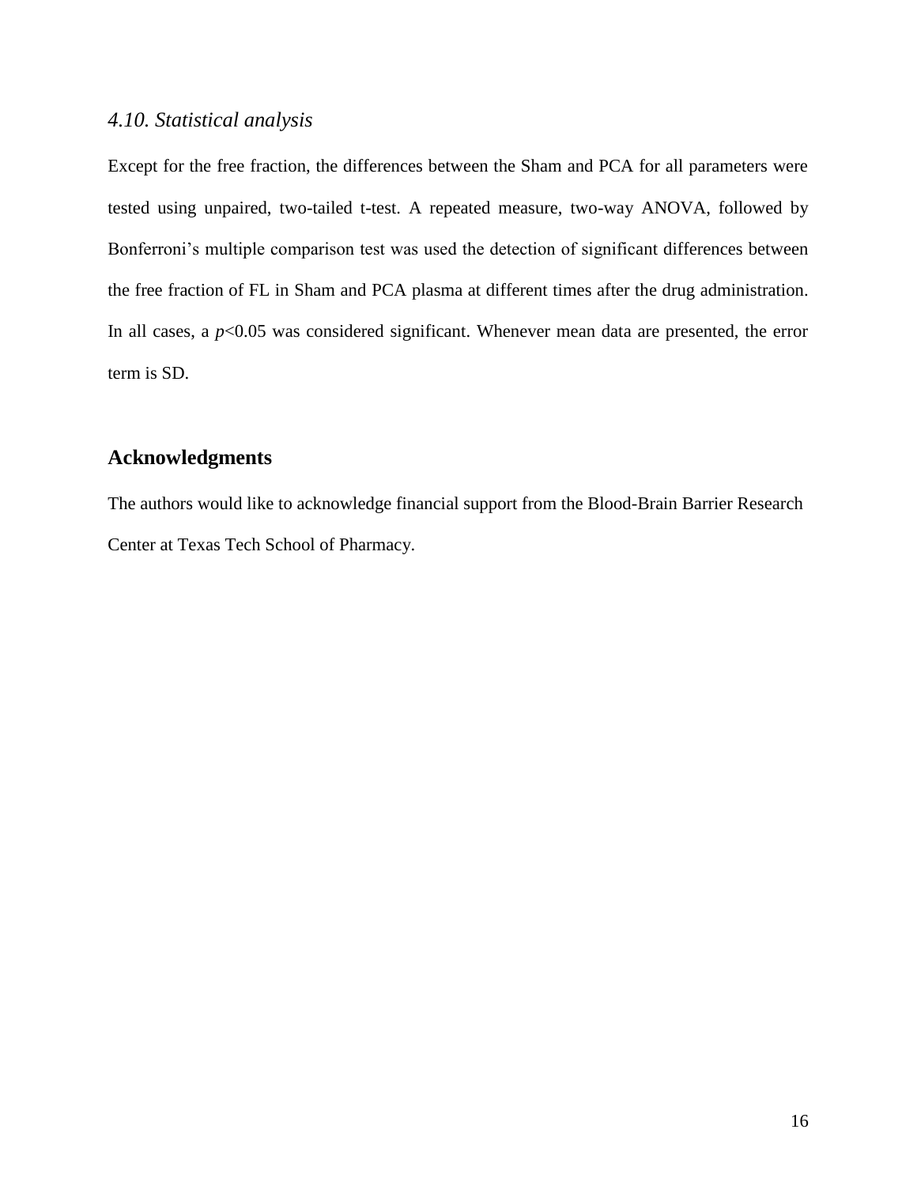### *4.10. Statistical analysis*

Except for the free fraction, the differences between the Sham and PCA for all parameters were tested using unpaired, two-tailed t-test. A repeated measure, two-way ANOVA, followed by Bonferroni's multiple comparison test was used the detection of significant differences between the free fraction of FL in Sham and PCA plasma at different times after the drug administration. In all cases, a $p$<0.05 was considered significant. Whenever mean data are presented, the error term is SD.

## Acknowledgments

The authors would like to acknowledge financial support from the Blood-Brain Barrier Research Center at Texas Tech School of Pharmacy.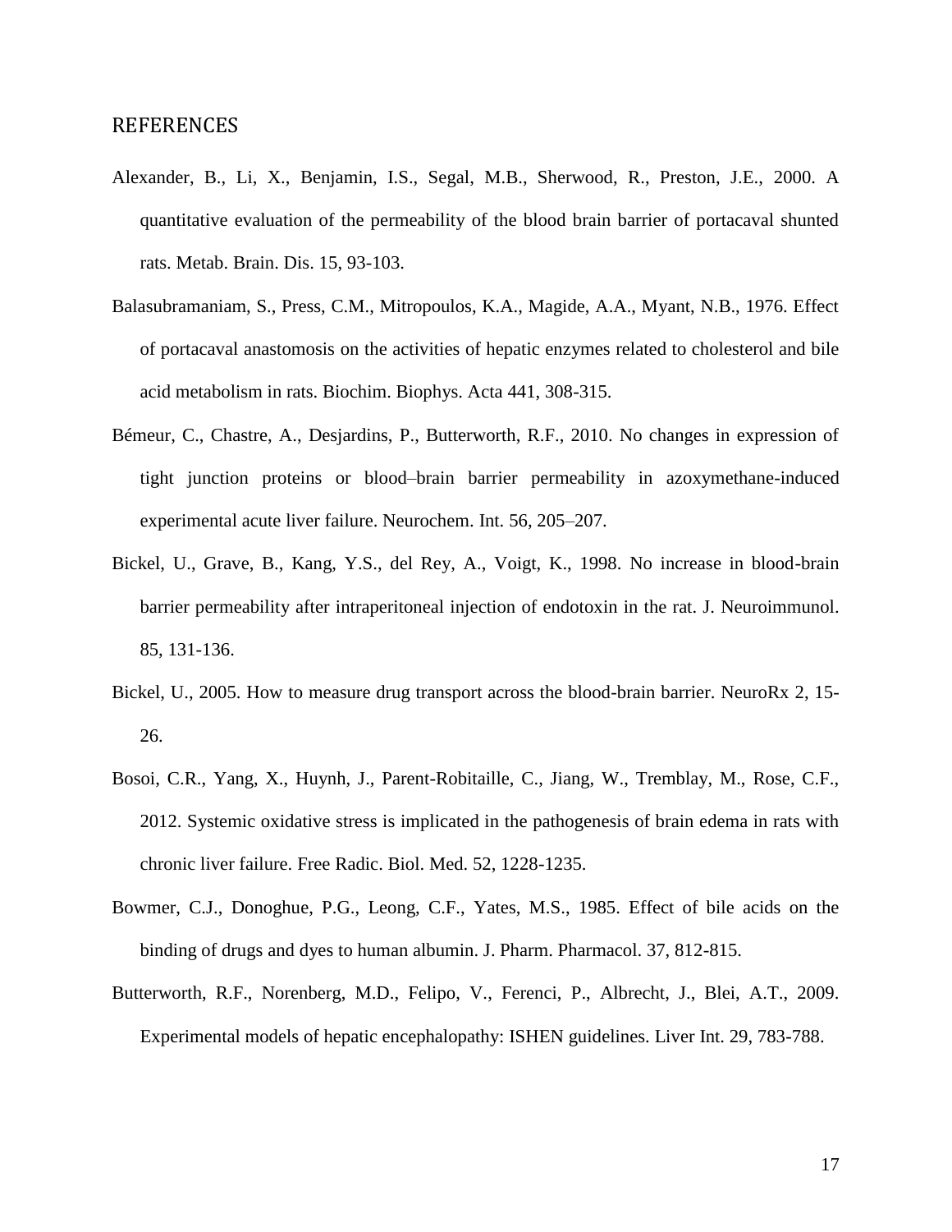## REFERENCES

Alexander, B., Li, X., Benjamin, I.S., Segal, M.B., Sherwood, R., Preston, J.E., 2000. A quantitative evaluation of the permeability of the blood brain barrier of portacaval shunted rats. Metab. Brain. Dis. 15, 93-103.

Balasubramaniam, S., Press, C.M., Mitropoulos, K.A., Magide, A.A., Myant, N.B., 1976. Effect of portacaval anastomosis on the activities of hepatic enzymes related to cholesterol and bile acid metabolism in rats. Biochim. Biophys. Acta 441, 308-315.

Bémeur, C., Chastre, A., Desjardins, P., Butterworth, R.F., 2010. No changes in expression of tight junction proteins or blood–brain barrier permeability in azoxymethane-induced experimental acute liver failure. Neurochem. Int. 56, 205–207.

Bickel, U., Grave, B., Kang, Y.S., del Rey, A., Voigt, K., 1998. No increase in blood-brain barrier permeability after intraperitoneal injection of endotoxin in the rat. J. Neuroimmunol. 85, 131-136.

Bickel, U., 2005. How to measure drug transport across the blood-brain barrier. NeuroRx 2, 15-26.

Bosoi, C.R., Yang, X., Huynh, J., Parent-Robitaille, C., Jiang, W., Tremblay, M., Rose, C.F., 2012. Systemic oxidative stress is implicated in the pathogenesis of brain edema in rats with chronic liver failure. Free Radic. Biol. Med. 52, 1228-1235.

Bowmer, C.J., Donoghue, P.G., Leong, C.F., Yates, M.S., 1985. Effect of bile acids on the binding of drugs and dyes to human albumin. J. Pharm. Pharmacol. 37, 812-815.

Butterworth, R.F., Norenberg, M.D., Felipo, V., Ferenci, P., Albrecht, J., Blei, A.T., 2009. Experimental models of hepatic encephalopathy: ISHEN guidelines. Liver Int. 29, 783-788.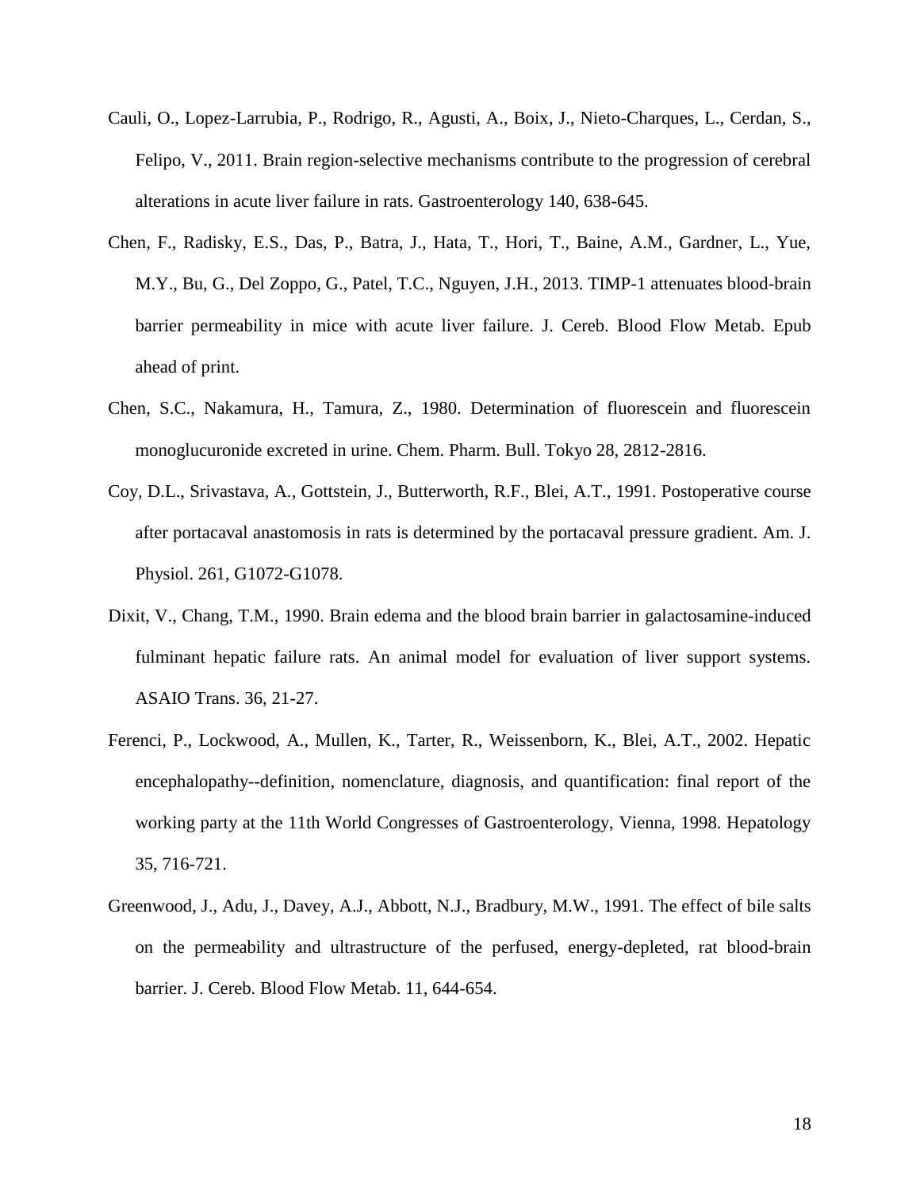Cauli, O., Lopez-Larrubia, P., Rodrigo, R., Agusti, A., Boix, J., Nieto-Charques, L., Cerdan, S., Felipo, V., 2011. Brain region-selective mechanisms contribute to the progression of cerebral alterations in acute liver failure in rats. Gastroenterology 140, 638-645.

Chen, F., Radisky, E.S., Das, P., Batra, J., Hata, T., Hori, T., Baine, A.M., Gardner, L., Yue, M.Y., Bu, G., Del Zoppo, G., Patel, T.C., Nguyen, J.H., 2013. TIMP-1 attenuates blood-brain barrier permeability in mice with acute liver failure. J. Cereb. Blood Flow Metab. Epub ahead of print.

Chen, S.C., Nakamura, H., Tamura, Z., 1980. Determination of fluorescein and fluorescein monoglucuronide excreted in urine. Chem. Pharm. Bull. Tokyo 28, 2812-2816.

Coy, D.L., Srivastava, A., Gottstein, J., Butterworth, R.F., Blei, A.T., 1991. Postoperative course after portacaval anastomosis in rats is determined by the portacaval pressure gradient. Am. J. Physiol. 261, G1072-G1078.

Dixit, V., Chang, T.M., 1990. Brain edema and the blood brain barrier in galactosamine-induced fulminant hepatic failure rats. An animal model for evaluation of liver support systems. ASAIO Trans. 36, 21-27.

Ferenci, P., Lockwood, A., Mullen, K., Tarter, R., Weissenborn, K., Blei, A.T., 2002. Hepatic encephalopathy--definition, nomenclature, diagnosis, and quantification: final report of the working party at the 11th World Congresses of Gastroenterology, Vienna, 1998. Hepatology 35, 716-721.

Greenwood, J., Adu, J., Davey, A.J., Abbott, N.J., Bradbury, M.W., 1991. The effect of bile salts on the permeability and ultrastructure of the perfused, energy-depleted, rat blood-brain barrier. J. Cereb. Blood Flow Metab. 11, 644-654.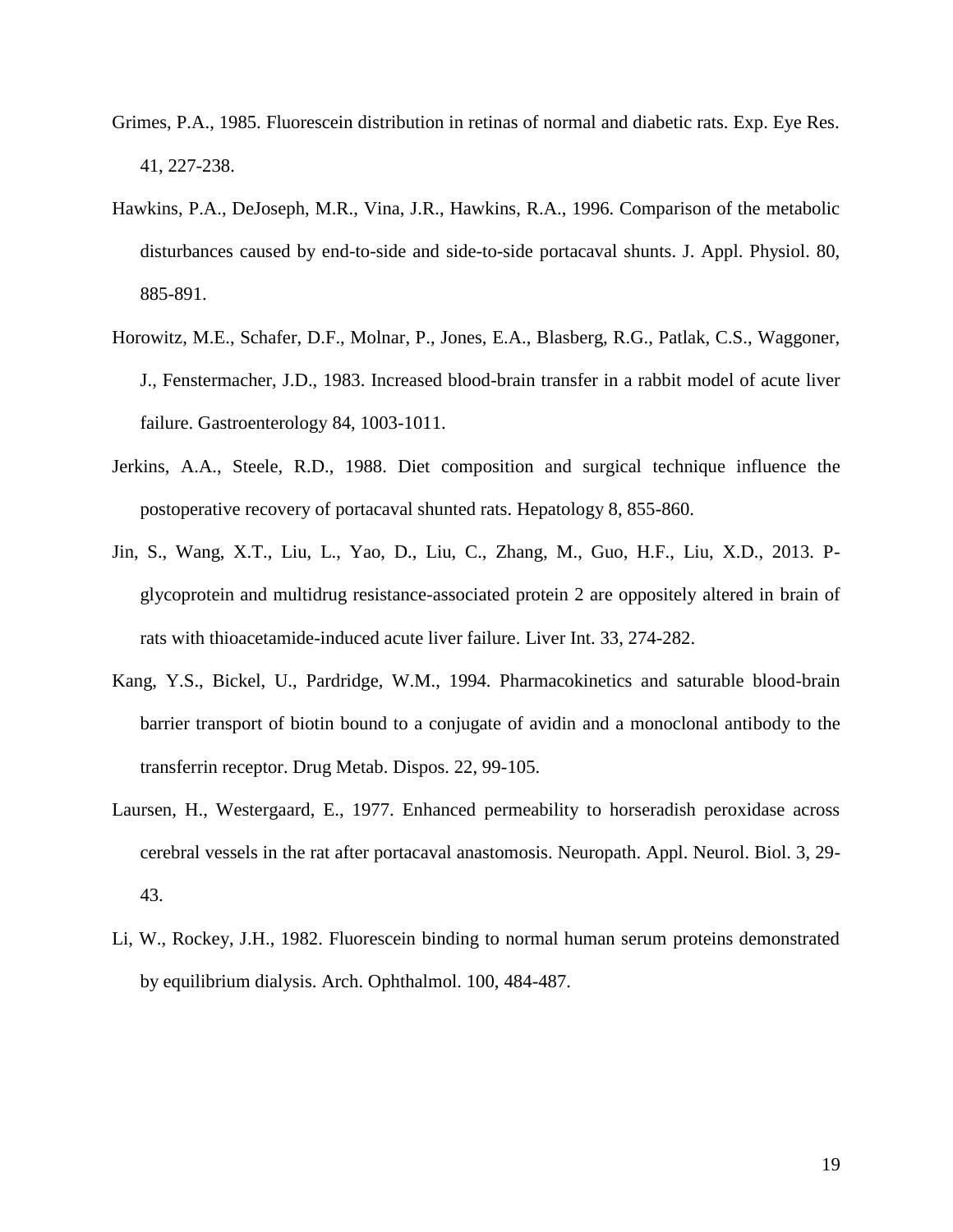Grimes, P.A., 1985. Fluorescein distribution in retinas of normal and diabetic rats. Exp. Eye Res. 41, 227-238.

Hawkins, P.A., DeJoseph, M.R., Vina, J.R., Hawkins, R.A., 1996. Comparison of the metabolic disturbances caused by end-to-side and side-to-side portacaval shunts. J. Appl. Physiol. 80, 885-891.

Horowitz, M.E., Schafer, D.F., Molnar, P., Jones, E.A., Blasberg, R.G., Patlak, C.S., Waggoner, J., Fenstermacher, J.D., 1983. Increased blood-brain transfer in a rabbit model of acute liver failure. Gastroenterology 84, 1003-1011.

Jerkins, A.A., Steele, R.D., 1988. Diet composition and surgical technique influence the postoperative recovery of portacaval shunted rats. Hepatology 8, 855-860.

Jin, S., Wang, X.T., Liu, L., Yao, D., Liu, C., Zhang, M., Guo, H.F., Liu, X.D., 2013. P-glycoprotein and multidrug resistance-associated protein 2 are oppositely altered in brain of rats with thioacetamide-induced acute liver failure. Liver Int. 33, 274-282.

Kang, Y.S., Bickel, U., Pardridge, W.M., 1994. Pharmacokinetics and saturable blood-brain barrier transport of biotin bound to a conjugate of avidin and a monoclonal antibody to the transferrin receptor. Drug Metab. Dispos. 22, 99-105.

Laursen, H., Westergaard, E., 1977. Enhanced permeability to horseradish peroxidase across cerebral vessels in the rat after portacaval anastomosis. Neuropath. Appl. Neurol. Biol. 3, 29-43.

Li, W., Rockey, J.H., 1982. Fluorescein binding to normal human serum proteins demonstrated by equilibrium dialysis. Arch. Ophthalmol. 100, 484-487.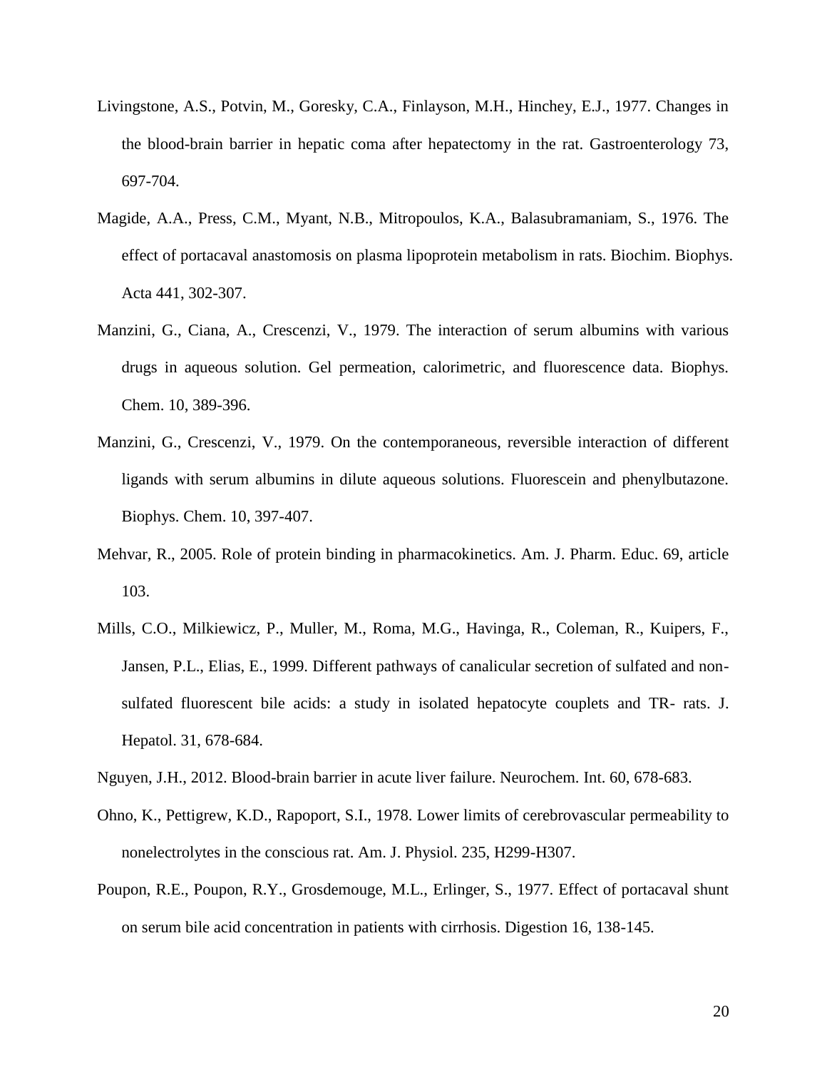Livingstone, A.S., Potvin, M., Goresky, C.A., Finlayson, M.H., Hinchey, E.J., 1977. Changes in the blood-brain barrier in hepatic coma after hepatectomy in the rat. Gastroenterology 73, 697-704.

Magide, A.A., Press, C.M., Myant, N.B., Mitropoulos, K.A., Balasubramaniam, S., 1976. The effect of portacaval anastomosis on plasma lipoprotein metabolism in rats. Biochim. Biophys. Acta 441, 302-307.

Manzini, G., Ciana, A., Crescenzi, V., 1979. The interaction of serum albumins with various drugs in aqueous solution. Gel permeation, calorimetric, and fluorescence data. Biophys. Chem. 10, 389-396.

Manzini, G., Crescenzi, V., 1979. On the contemporaneous, reversible interaction of different ligands with serum albumins in dilute aqueous solutions. Fluorescein and phenylbutazone. Biophys. Chem. 10, 397-407.

Mehvar, R., 2005. Role of protein binding in pharmacokinetics. Am. J. Pharm. Educ. 69, article 103.

Mills, C.O., Milkiewicz, P., Muller, M., Roma, M.G., Havinga, R., Coleman, R., Kuipers, F., Jansen, P.L., Elias, E., 1999. Different pathways of canalicular secretion of sulfated and non-sulfated fluorescent bile acids: a study in isolated hepatocyte couplets and TR- rats. J. Hepatol. 31, 678-684.

Nguyen, J.H., 2012. Blood-brain barrier in acute liver failure. Neurochem. Int. 60, 678-683.

Ohno, K., Pettigrew, K.D., Rapoport, S.I., 1978. Lower limits of cerebrovascular permeability to nonelectrolytes in the conscious rat. Am. J. Physiol. 235, H299-H307.

Poupon, R.E., Poupon, R.Y., Grosdemouge, M.L., Erlinger, S., 1977. Effect of portacaval shunt on serum bile acid concentration in patients with cirrhosis. Digestion 16, 138-145.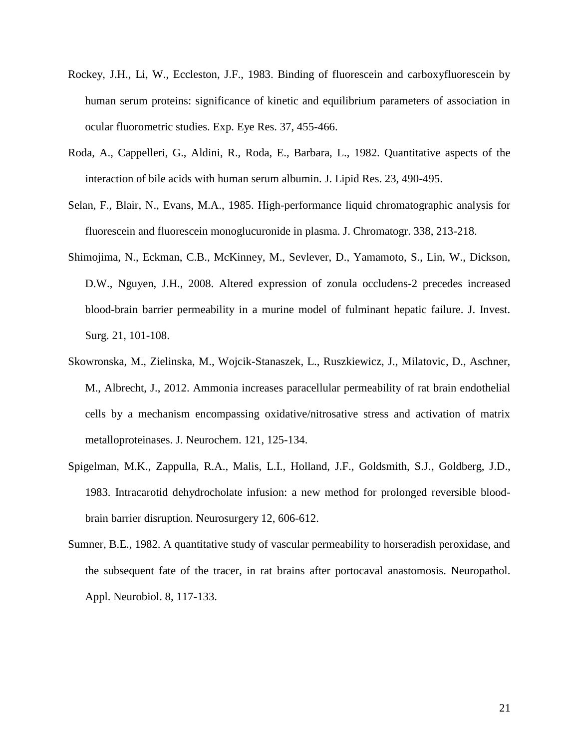Rockey, J.H., Li, W., Eccleston, J.F., 1983. Binding of fluorescein and carboxyfluorescein by human serum proteins: significance of kinetic and equilibrium parameters of association in ocular fluorometric studies. Exp. Eye Res. 37, 455-466.

Roda, A., Cappelleri, G., Aldini, R., Roda, E., Barbara, L., 1982. Quantitative aspects of the interaction of bile acids with human serum albumin. J. Lipid Res. 23, 490-495.

Selan, F., Blair, N., Evans, M.A., 1985. High-performance liquid chromatographic analysis for fluorescein and fluorescein monoglucuronide in plasma. J. Chromatogr. 338, 213-218.

Shimojima, N., Eckman, C.B., McKinney, M., Sevlever, D., Yamamoto, S., Lin, W., Dickson, D.W., Nguyen, J.H., 2008. Altered expression of zonula occludens-2 precedes increased blood-brain barrier permeability in a murine model of fulminant hepatic failure. J. Invest. Surg. 21, 101-108.

Skowronska, M., Zielinska, M., Wojcik-Stanaszek, L., Ruszkiewicz, J., Milatovic, D., Aschner, M., Albrecht, J., 2012. Ammonia increases paracellular permeability of rat brain endothelial cells by a mechanism encompassing oxidative/nitrosative stress and activation of matrix metalloproteinases. J. Neurochem. 121, 125-134.

Spigelman, M.K., Zappulla, R.A., Malis, L.I., Holland, J.F., Goldsmith, S.J., Goldberg, J.D., 1983. Intracarotid dehydrocholate infusion: a new method for prolonged reversible blood-brain barrier disruption. Neurosurgery 12, 606-612.

Sumner, B.E., 1982. A quantitative study of vascular permeability to horseradish peroxidase, and the subsequent fate of the tracer, in rat brains after portocaval anastomosis. Neuropathol. Appl. Neurobiol. 8, 117-133.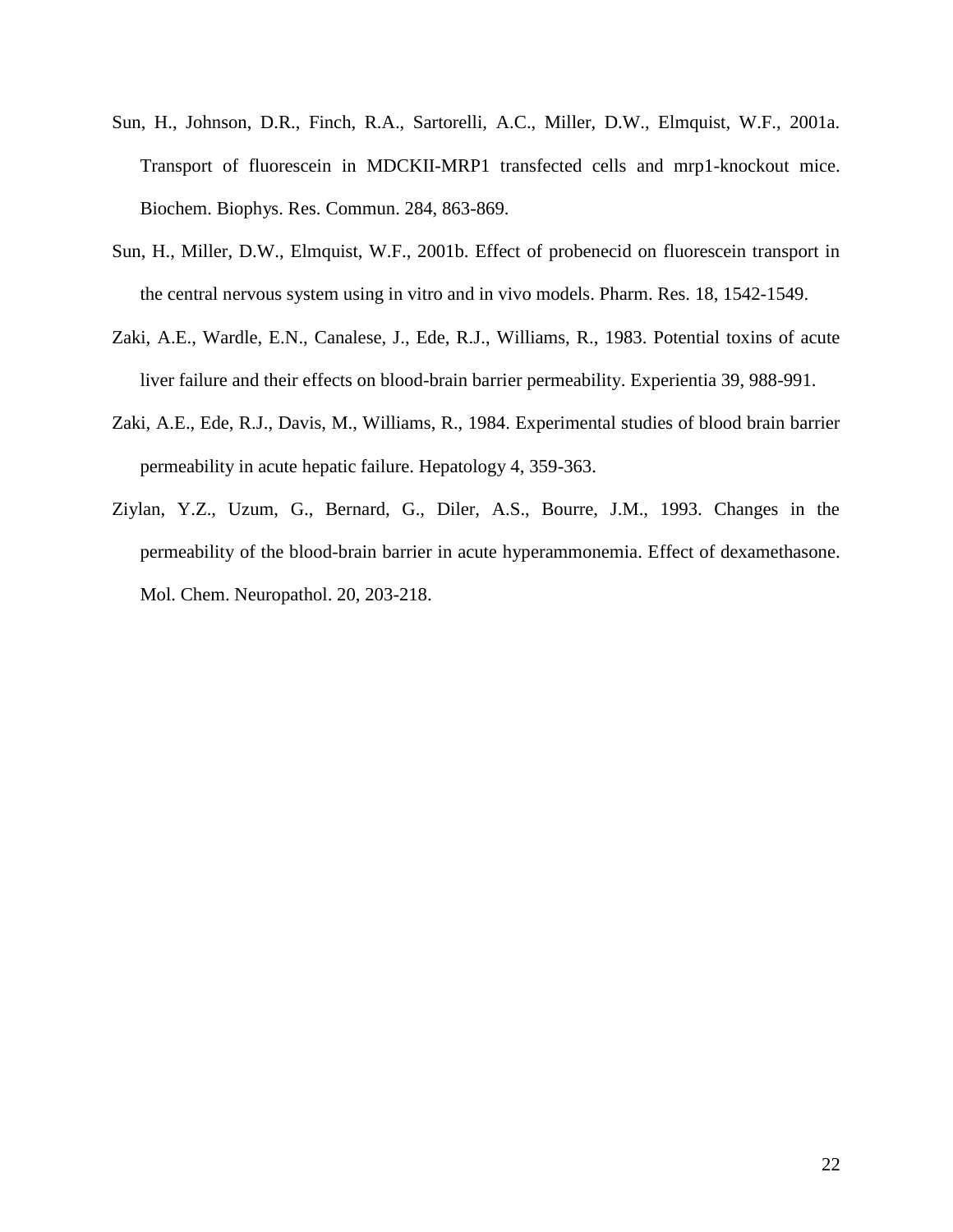Sun, H., Johnson, D.R., Finch, R.A., Sartorelli, A.C., Miller, D.W., Elmquist, W.F., 2001a. Transport of fluorescein in MDCKII-MRP1 transfected cells and mrp1-knockout mice. Biochem. Biophys. Res. Commun. 284, 863-869.

Sun, H., Miller, D.W., Elmquist, W.F., 2001b. Effect of probenecid on fluorescein transport in the central nervous system using in vitro and in vivo models. Pharm. Res. 18, 1542-1549.

Zaki, A.E., Wardle, E.N., Canalese, J., Ede, R.J., Williams, R., 1983. Potential toxins of acute liver failure and their effects on blood-brain barrier permeability. Experientia 39, 988-991.

Zaki, A.E., Ede, R.J., Davis, M., Williams, R., 1984. Experimental studies of blood brain barrier permeability in acute hepatic failure. Hepatology 4, 359-363.

Ziylan, Y.Z., Uzum, G., Bernard, G., Diler, A.S., Bourre, J.M., 1993. Changes in the permeability of the blood-brain barrier in acute hyperammonemia. Effect of dexamethasone. Mol. Chem. Neuropathol. 20, 203-218.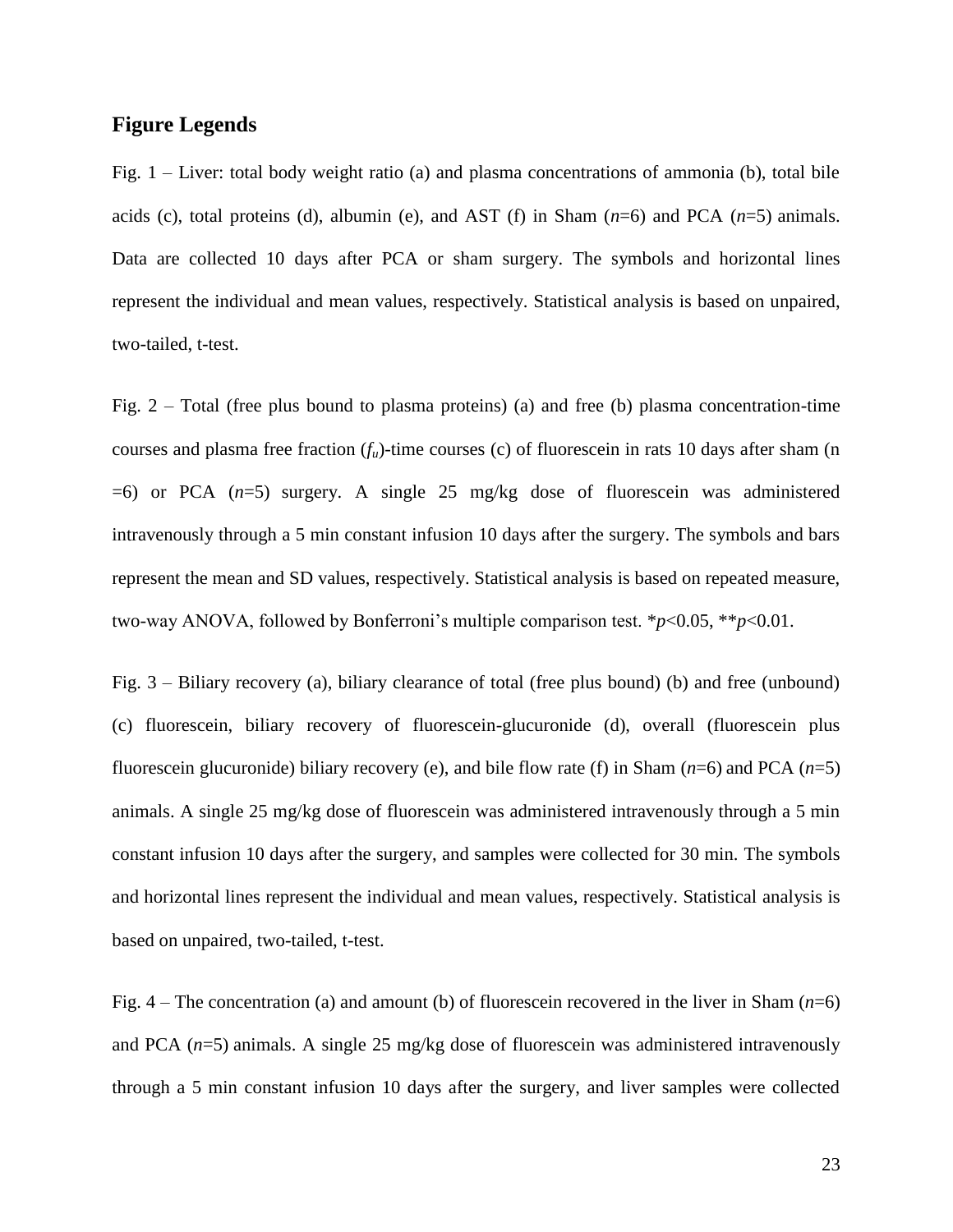## Figure Legends

Fig. 1 – Liver: total body weight ratio (a) and plasma concentrations of ammonia (b), total bile acids (c), total proteins (d), albumin (e), and AST (f) in Sham ($n$=6) and PCA ($n$=5) animals. Data are collected 10 days after PCA or sham surgery. The symbols and horizontal lines represent the individual and mean values, respectively. Statistical analysis is based on unpaired, two-tailed, t-test.

Fig. 2 – Total (free plus bound to plasma proteins) (a) and free (b) plasma concentration-time courses and plasma free fraction ($f_u$)-time courses (c) of fluorescein in rats 10 days after sham (n =6) or PCA ($n$=5) surgery. A single 25 mg/kg dose of fluorescein was administered intravenously through a 5 min constant infusion 10 days after the surgery. The symbols and bars represent the mean and SD values, respectively. Statistical analysis is based on repeated measure, two-way ANOVA, followed by Bonferroni's multiple comparison test. *$p$<0.05, **$p$<0.01.

Fig. 3 – Biliary recovery (a), biliary clearance of total (free plus bound) (b) and free (unbound) (c) fluorescein, biliary recovery of fluorescein-glucuronide (d), overall (fluorescein plus fluorescein glucuronide) biliary recovery (e), and bile flow rate (f) in Sham ($n$=6) and PCA ($n$=5) animals. A single 25 mg/kg dose of fluorescein was administered intravenously through a 5 min constant infusion 10 days after the surgery, and samples were collected for 30 min. The symbols and horizontal lines represent the individual and mean values, respectively. Statistical analysis is based on unpaired, two-tailed, t-test.

Fig. 4 – The concentration (a) and amount (b) of fluorescein recovered in the liver in Sham ($n$=6) and PCA ($n$=5) animals. A single 25 mg/kg dose of fluorescein was administered intravenously through a 5 min constant infusion 10 days after the surgery, and liver samples were collected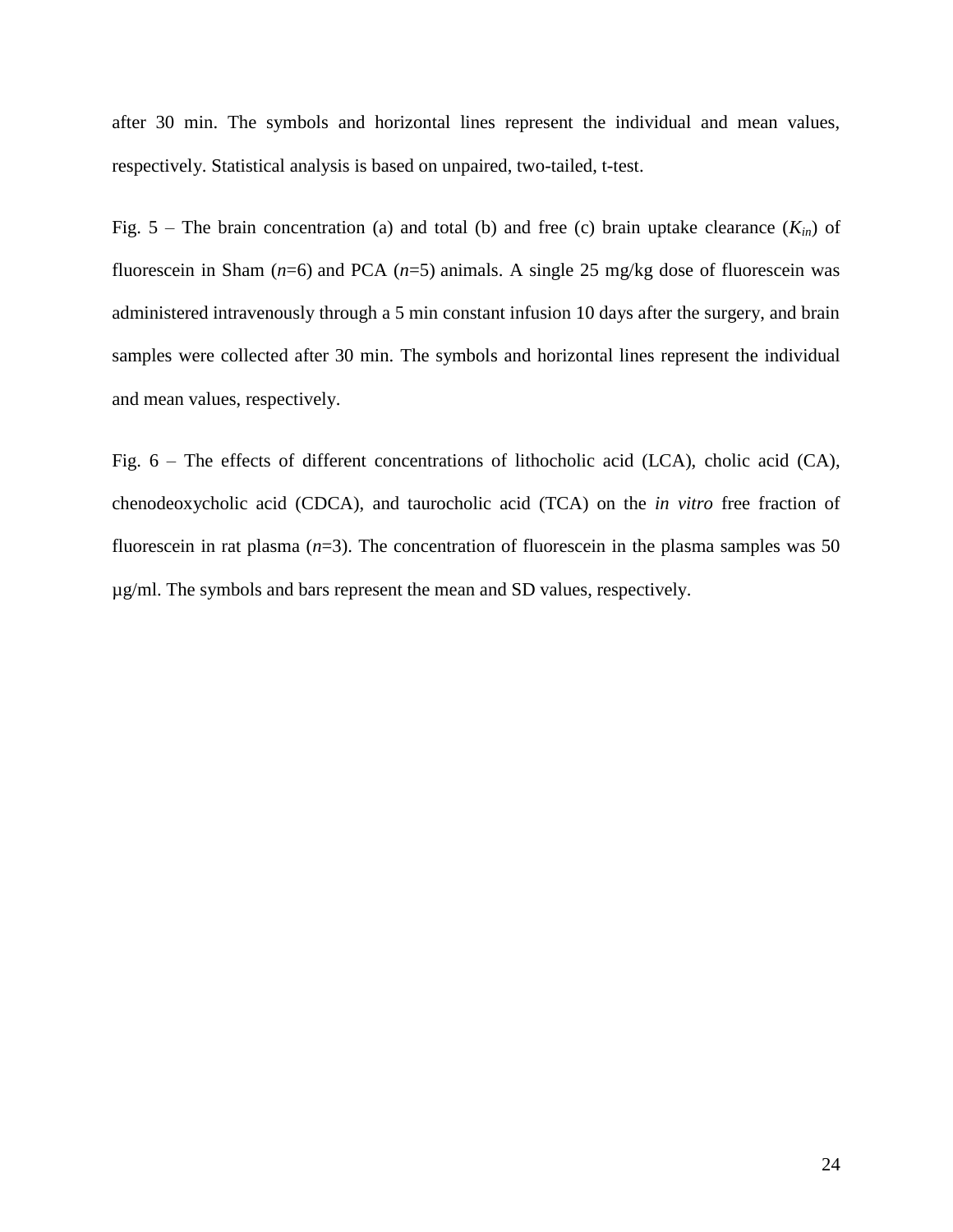after 30 min. The symbols and horizontal lines represent the individual and mean values, respectively. Statistical analysis is based on unpaired, two-tailed, t-test.

Fig. 5 – The brain concentration (a) and total (b) and free (c) brain uptake clearance ($K_{in}$) of fluorescein in Sham ($n$=6) and PCA ($n$=5) animals. A single 25 mg/kg dose of fluorescein was administered intravenously through a 5 min constant infusion 10 days after the surgery, and brain samples were collected after 30 min. The symbols and horizontal lines represent the individual and mean values, respectively.

Fig. 6 – The effects of different concentrations of lithocholic acid (LCA), cholic acid (CA), chenodeoxycholic acid (CDCA), and taurocholic acid (TCA) on the *in vitro* free fraction of fluorescein in rat plasma ($n$=3). The concentration of fluorescein in the plasma samples was 50 µg/ml. The symbols and bars represent the mean and SD values, respectively.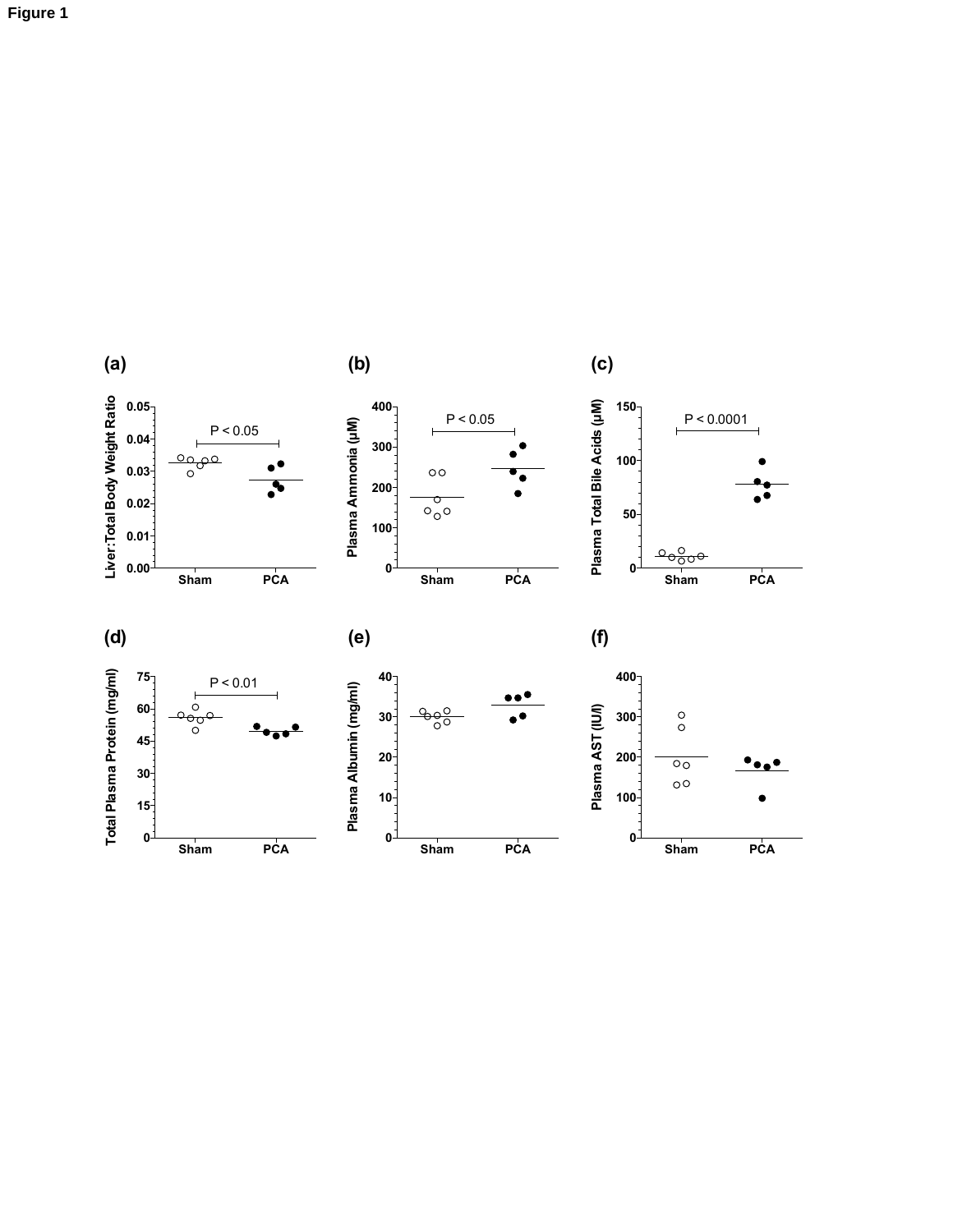**Figure 1**

(a)

Liver:Total Body Weight Ratio

0.05, 0.04, 0.03, 0.02, 0.01, 0.00

P < 0.05

Sham PCA

(b)

Plasma Ammonia (μM)

400, 300, 200, 100, 0

P < 0.05

Sham PCA

(c)

Plasma Total Bile Acids (μM)

150, 100, 50, 0

P < 0.0001

Sham PCA

(d)

Total Plasma Protein (mg/ml)

75, 60, 45, 30, 15, 0

P < 0.01

Sham PCA

(e)

Plasma Albumin (mg/ml)

40, 30, 20, 10, 0

Sham PCA

(f)

Plasma AST (IU/l)

400, 300, 200, 100, 0

Sham PCA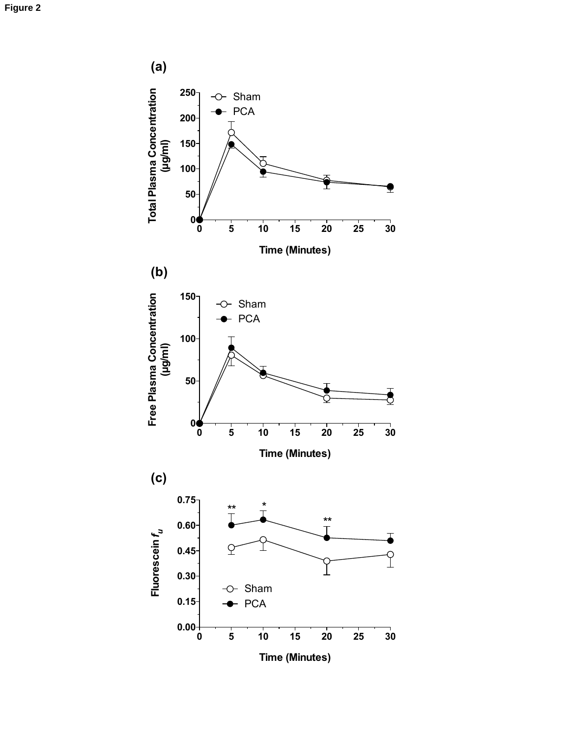**Figure 2**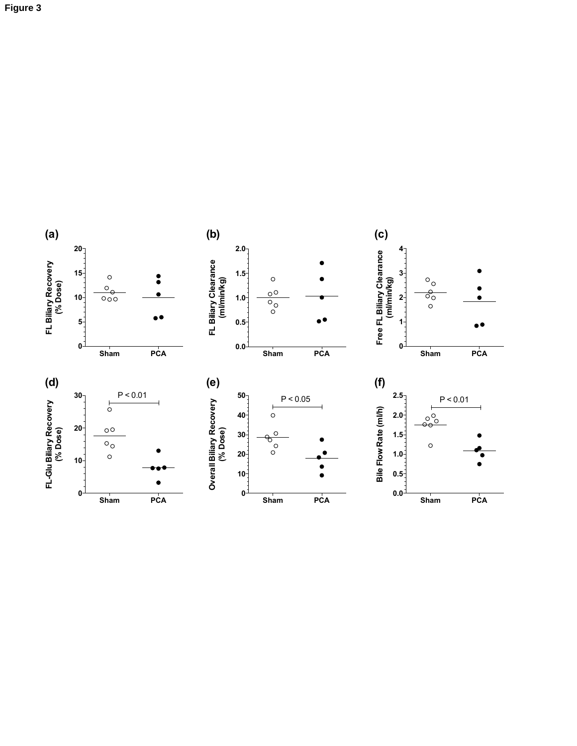**Figure 3**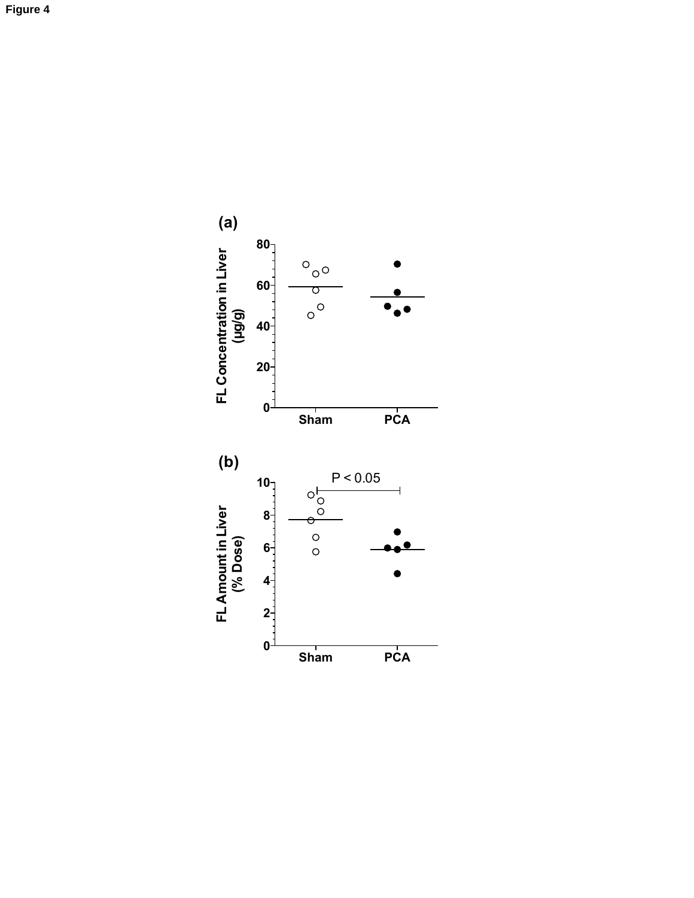Figure 4

(a)

FL Concentration in Liver (μg/g)

Sham PCA

(b)

FL Amount in Liver (% Dose)

P < 0.05

Sham PCA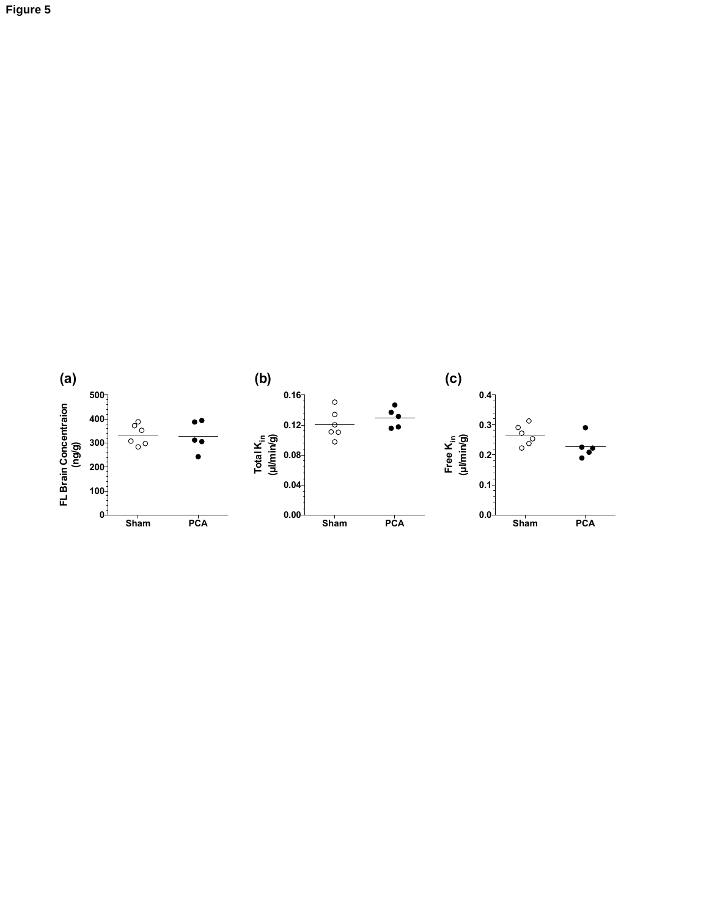**Figure 5**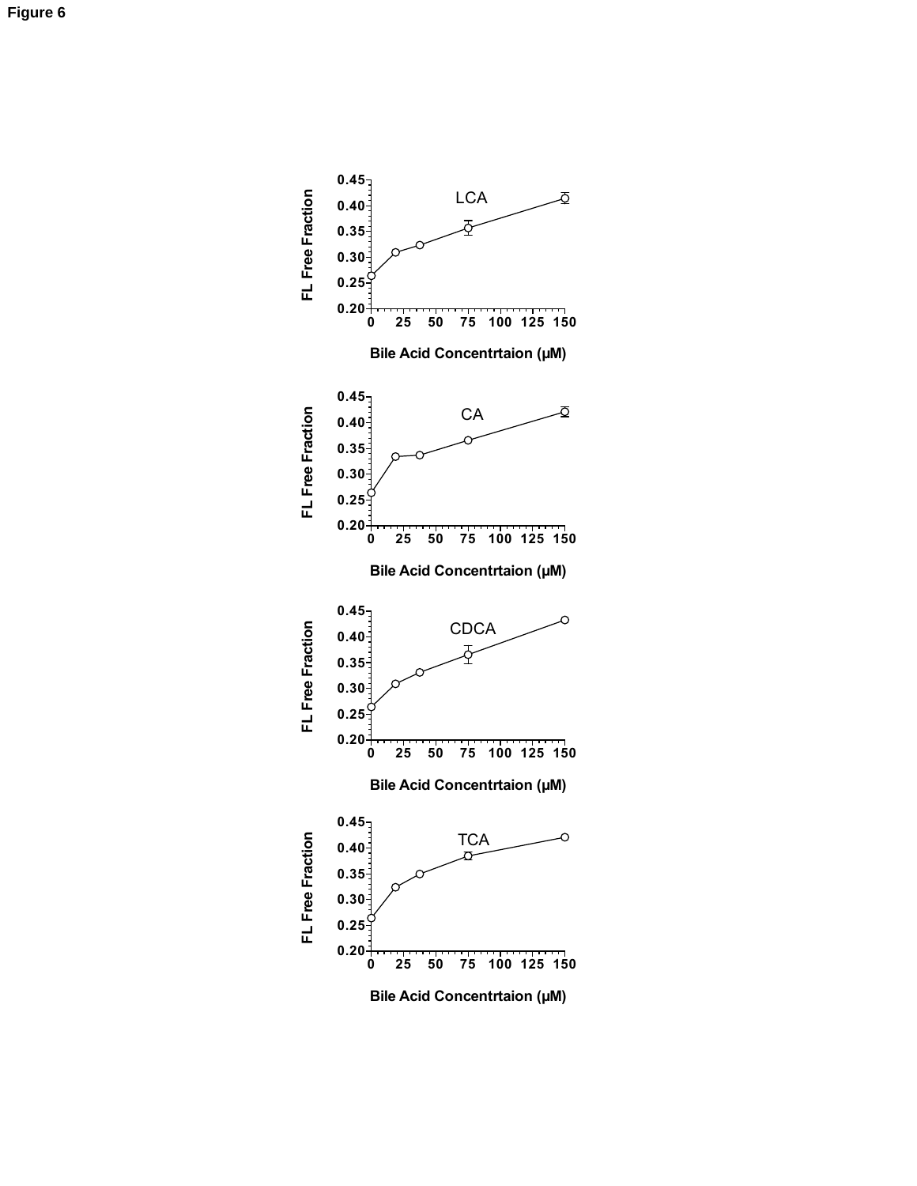**Figure 6**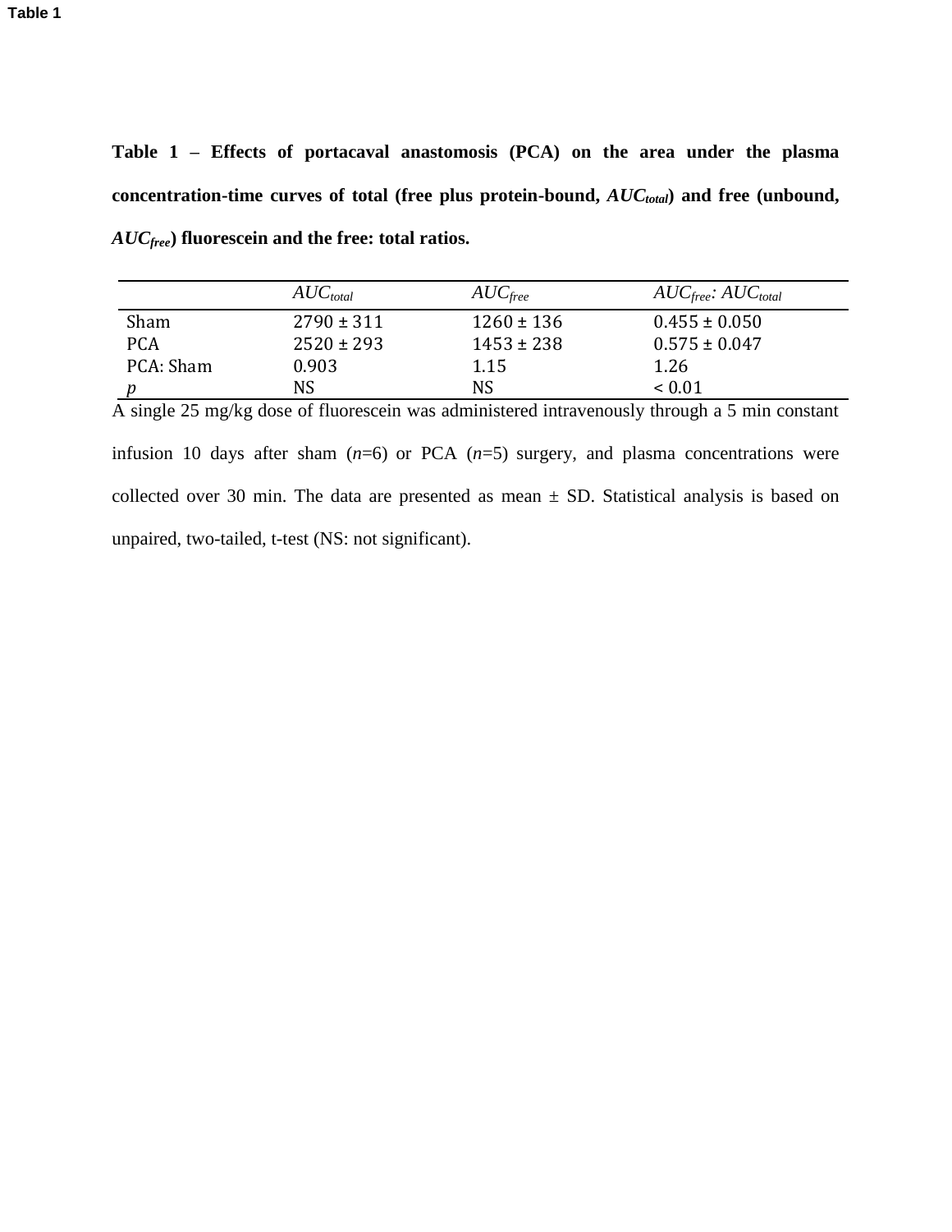Table 1

**Table 1 – Effects of portacaval anastomosis (PCA) on the area under the plasma concentration-time curves of total (free plus protein-bound, $AUC_{total}$) and free (unbound, $AUC_{free}$) fluorescein and the free: total ratios.**

| | $AUC_{total}$ | $AUC_{free}$ | $AUC_{free}$: $AUC_{total}$ |
|---|---|---|---|
| Sham | 2790 ± 311 | 1260 ± 136 | 0.455 ± 0.050 |
| PCA | 2520 ± 293 | 1453 ± 238 | 0.575 ± 0.047 |
| PCA: Sham | 0.903 | 1.15 | 1.26 |
| $p$ | NS | NS | < 0.01 |

A single 25 mg/kg dose of fluorescein was administered intravenously through a 5 min constant infusion 10 days after sham ($n$=6) or PCA ($n$=5) surgery, and plasma concentrations were collected over 30 min. The data are presented as mean ± SD. Statistical analysis is based on unpaired, two-tailed, t-test (NS: not significant).